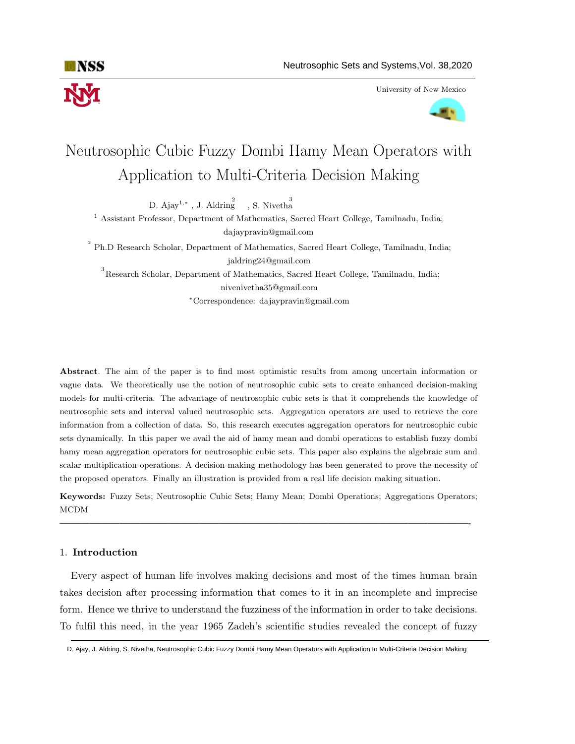# Neutrosophic Cubic Fuzzy Dombi Hamy Mean Operators with Application to Multi-Criteria Decision Making

D. Ajay[1,*], J. Aldring[2], S. Nivetha[3]

[1] Assistant Professor, Department of Mathematics, Sacred Heart College, Tamilnadu, India; dajaypravin@gmail.com

[2] Ph.D Research Scholar, Department of Mathematics, Sacred Heart College, Tamilnadu, India; jaldring24@gmail.com

[3] Research Scholar, Department of Mathematics, Sacred Heart College, Tamilnadu, India; nivenivetha35@gmail.com

[*] Correspondence: dajaypravin@gmail.com

**Abstract**. The aim of the paper is to find most optimistic results from among uncertain information or vague data. We theoretically use the notion of neutrosophic cubic sets to create enhanced decision-making models for multi-criteria. The advantage of neutrosophic cubic sets is that it comprehends the knowledge of neutrosophic sets and interval valued neutrosophic sets. Aggregation operators are used to retrieve the core information from a collection of data. So, this research executes aggregation operators for neutrosophic cubic sets dynamically. In this paper we avail the aid of hamy mean and dombi operations to establish fuzzy dombi hamy mean aggregation operators for neutrosophic cubic sets. This paper also explains the algebraic sum and scalar multiplication operations. A decision making methodology has been generated to prove the necessity of the proposed operators. Finally an illustration is provided from a real life decision making situation.

**Keywords:** Fuzzy Sets; Neutrosophic Cubic Sets; Hamy Mean; Dombi Operations; Aggregations Operators; MCDM

---

## 1. **Introduction**

Every aspect of human life involves making decisions and most of the times human brain takes decision after processing information that comes to it in an incomplete and imprecise form. Hence we thrive to understand the fuzziness of the information in order to take decisions. To fulfil this need, in the year 1965 Zadeh's scientific studies revealed the concept of fuzzy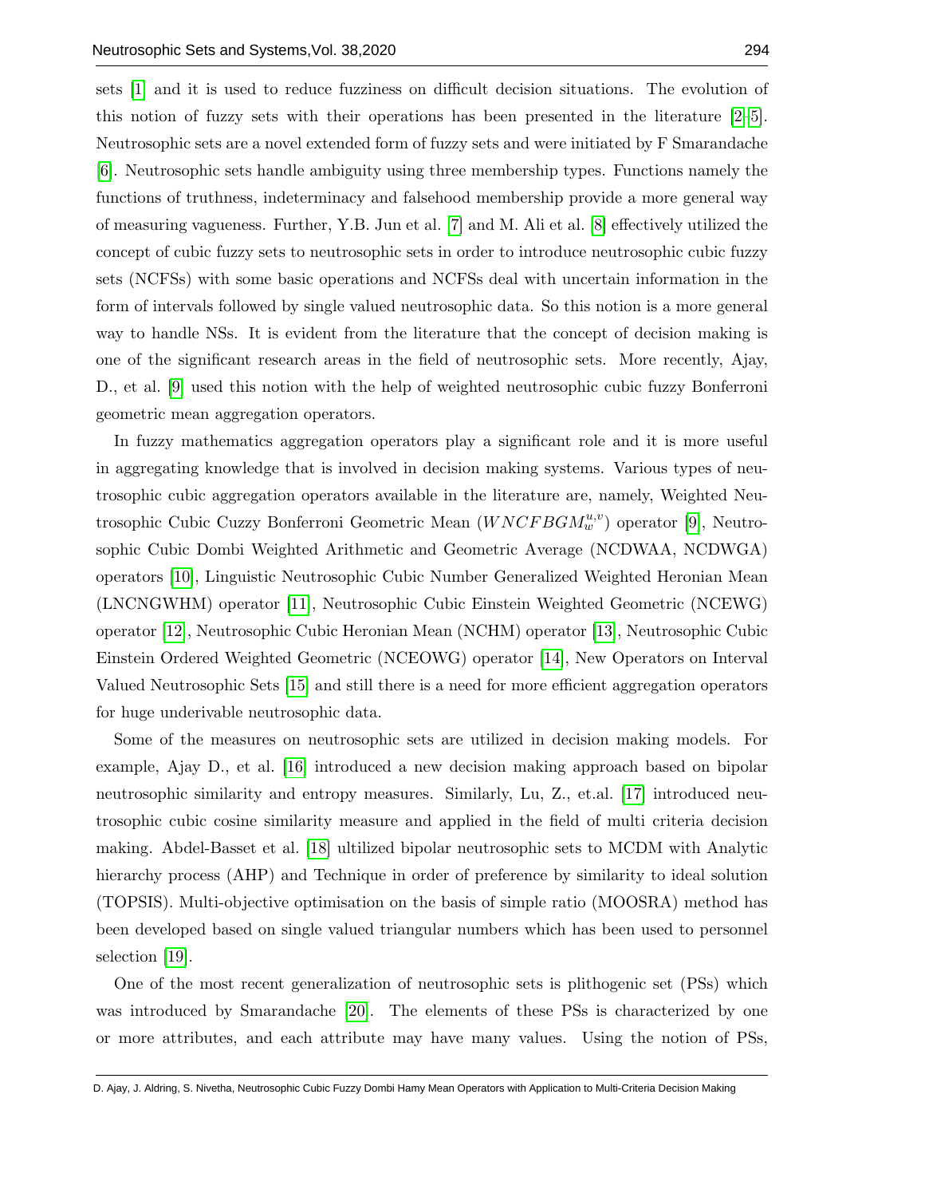sets [1] and it is used to reduce fuzziness on difficult decision situations. The evolution of this notion of fuzzy sets with their operations has been presented in the literature [2–5]. Neutrosophic sets are a novel extended form of fuzzy sets and were initiated by F Smarandache [6]. Neutrosophic sets handle ambiguity using three membership types. Functions namely the functions of truthness, indeterminacy and falsehood membership provide a more general way of measuring vagueness. Further, Y.B. Jun et al. [7] and M. Ali et al. [8] effectively utilized the concept of cubic fuzzy sets to neutrosophic sets in order to introduce neutrosophic cubic fuzzy sets (NCFSs) with some basic operations and NCFSs deal with uncertain information in the form of intervals followed by single valued neutrosophic data. So this notion is a more general way to handle NSs. It is evident from the literature that the concept of decision making is one of the significant research areas in the field of neutrosophic sets. More recently, Ajay, D., et al. [9] used this notion with the help of weighted neutrosophic cubic fuzzy Bonferroni geometric mean aggregation operators.

In fuzzy mathematics aggregation operators play a significant role and it is more useful in aggregating knowledge that is involved in decision making systems. Various types of neutrosophic cubic aggregation operators available in the literature are, namely, Weighted Neutrosophic Cubic Cuzzy Bonferroni Geometric Mean ($WNCFBGM_w^{u,v}$) operator [9], Neutrosophic Cubic Dombi Weighted Arithmetic and Geometric Average (NCDWAA, NCDWGA) operators [10], Linguistic Neutrosophic Cubic Number Generalized Weighted Heronian Mean (LNCNGWHM) operator [11], Neutrosophic Cubic Einstein Weighted Geometric (NCEWG) operator [12], Neutrosophic Cubic Heronian Mean (NCHM) operator [13], Neutrosophic Cubic Einstein Ordered Weighted Geometric (NCEOWG) operator [14], New Operators on Interval Valued Neutrosophic Sets [15] and still there is a need for more efficient aggregation operators for huge underivable neutrosophic data.

Some of the measures on neutrosophic sets are utilized in decision making models. For example, Ajay D., et al. [16] introduced a new decision making approach based on bipolar neutrosophic similarity and entropy measures. Similarly, Lu, Z., et.al. [17] introduced neutrosophic cubic cosine similarity measure and applied in the field of multi criteria decision making. Abdel-Basset et al. [18] ultilized bipolar neutrosophic sets to MCDM with Analytic hierarchy process (AHP) and Technique in order of preference by similarity to ideal solution (TOPSIS). Multi-objective optimisation on the basis of simple ratio (MOOSRA) method has been developed based on single valued triangular numbers which has been used to personnel selection [19].

One of the most recent generalization of neutrosophic sets is plithogenic set (PSs) which was introduced by Smarandache [20]. The elements of these PSs is characterized by one or more attributes, and each attribute may have many values. Using the notion of PSs,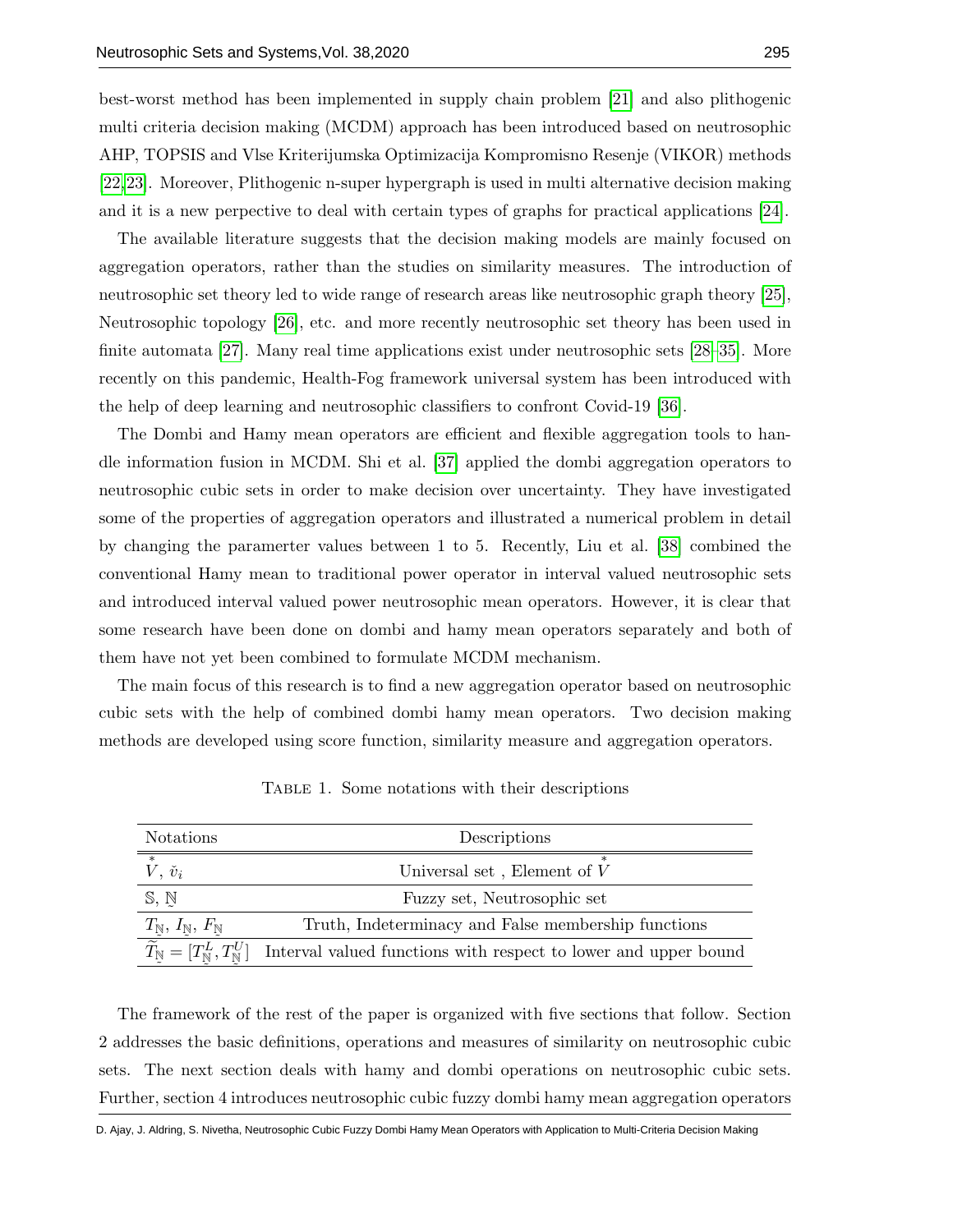best-worst method has been implemented in supply chain problem [21] and also plithogenic multi criteria decision making (MCDM) approach has been introduced based on neutrosophic AHP, TOPSIS and Vlse Kriterijumska Optimizacija Kompromisno Resenje (VIKOR) methods [22,23]. Moreover, Plithogenic n-super hypergraph is used in multi alternative decision making and it is a new perpective to deal with certain types of graphs for practical applications [24].

The available literature suggests that the decision making models are mainly focused on aggregation operators, rather than the studies on similarity measures. The introduction of neutrosophic set theory led to wide range of research areas like neutrosophic graph theory [25], Neutrosophic topology [26], etc. and more recently neutrosophic set theory has been used in finite automata [27]. Many real time applications exist under neutrosophic sets [28–35]. More recently on this pandemic, Health-Fog framework universal system has been introduced with the help of deep learning and neutrosophic classifiers to confront Covid-19 [36].

The Dombi and Hamy mean operators are efficient and flexible aggregation tools to handle information fusion in MCDM. Shi et al. [37] applied the dombi aggregation operators to neutrosophic cubic sets in order to make decision over uncertainty. They have investigated some of the properties of aggregation operators and illustrated a numerical problem in detail by changing the paramerter values between 1 to 5. Recently, Liu et al. [38] combined the conventional Hamy mean to traditional power operator in interval valued neutrosophic sets and introduced interval valued power neutrosophic mean operators. However, it is clear that some research have been done on dombi and hamy mean operators separately and both of them have not yet been combined to formulate MCDM mechanism.

The main focus of this research is to find a new aggregation operator based on neutrosophic cubic sets with the help of combined dombi hamy mean operators. Two decision making methods are developed using score function, similarity measure and aggregation operators.

Table 1. Some notations with their descriptions

| Notations | Descriptions |
|---|---|
| $\overset{*}{V}$, $\check{v}_i$ | Universal set , Element of $\overset{*}{V}$ |
| $\mathbb{S}$, $\underset{\sim}{\mathbb{N}}$ | Fuzzy set, Neutrosophic set |
| $T_{\underset{\sim}{\mathbb{N}}}$, $I_{\underset{\sim}{\mathbb{N}}}$, $F_{\underset{\sim}{\mathbb{N}}}$ | Truth, Indeterminacy and False membership functions |
| $\widetilde{T}_{\underset{\sim}{\mathbb{N}}} = [T^L_{\underset{\sim}{\mathbb{N}}}, T^U_{\underset{\sim}{\mathbb{N}}}]$ | Interval valued functions with respect to lower and upper bound |

The framework of the rest of the paper is organized with five sections that follow. Section 2 addresses the basic definitions, operations and measures of similarity on neutrosophic cubic sets. The next section deals with hamy and dombi operations on neutrosophic cubic sets. Further, section 4 introduces neutrosophic cubic fuzzy dombi hamy mean aggregation operators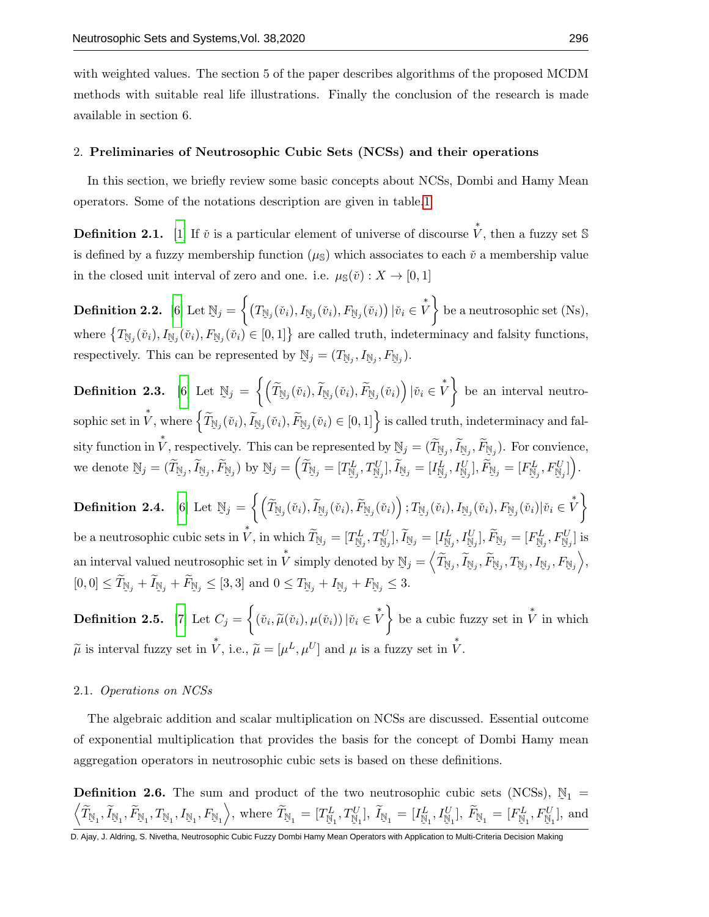with weighted values. The section 5 of the paper describes algorithms of the proposed MCDM methods with suitable real life illustrations. Finally the conclusion of the research is made available in section 6.

## 2. Preliminaries of Neutrosophic Cubic Sets (NCSs) and their operations

In this section, we briefly review some basic concepts about NCSs, Dombi and Hamy Mean operators. Some of the notations description are given in table.1

**Definition 2.1.** [1] If $\check{v}$ is a particular element of universe of discourse $\overset{*}{V}$, then a fuzzy set $\mathbb{S}$ is defined by a fuzzy membership function ($\mu_{\mathbb{S}}$) which associates to each $\check{v}$ a membership value in the closed unit interval of zero and one. i.e. $\mu_{\mathbb{S}}(\check{v}) : X \to [0,1]$

**Definition 2.2.** [6] Let $\underset{\sim}{\mathbb{N}}_j = \left\{ \left(T_{\underset{\sim}{\mathbb{N}}_j}(\check{v}_i), I_{\underset{\sim}{\mathbb{N}}_j}(\check{v}_i), F_{\underset{\sim}{\mathbb{N}}_j}(\check{v}_i)\right) | \check{v}_i \in \overset{*}{V} \right\}$ be a neutrosophic set (Ns), where $\left\{T_{\underset{\sim}{\mathbb{N}}_j}(\check{v}_i), I_{\underset{\sim}{\mathbb{N}}_j}(\check{v}_i), F_{\underset{\sim}{\mathbb{N}}_j}(\check{v}_i) \in [0,1]\right\}$ are called truth, indeterminacy and falsity functions, respectively. This can be represented by $\underset{\sim}{\mathbb{N}}_j = (T_{\underset{\sim}{\mathbb{N}}_j}, I_{\underset{\sim}{\mathbb{N}}_j}, F_{\underset{\sim}{\mathbb{N}}_j})$.

**Definition 2.3.** [6] Let $\underset{\sim}{\mathbb{N}}_j = \left\{ \left(\widetilde{T}_{\underset{\sim}{\mathbb{N}}_j}(\check{v}_i), \widetilde{I}_{\underset{\sim}{\mathbb{N}}_j}(\check{v}_i), \widetilde{F}_{\underset{\sim}{\mathbb{N}}_j}(\check{v}_i)\right) | \check{v}_i \in \overset{*}{V} \right\}$ be an interval neutrosophic set in $\overset{*}{V}$, where $\left\{\widetilde{T}_{\underset{\sim}{\mathbb{N}}_j}(\check{v}_i), \widetilde{I}_{\underset{\sim}{\mathbb{N}}_j}(\check{v}_i), \widetilde{F}_{\underset{\sim}{\mathbb{N}}_j}(\check{v}_i) \in [0,1]\right\}$ is called truth, indeterminacy and falsity function in $\overset{*}{V}$, respectively. This can be represented by $\underset{\sim}{\mathbb{N}}_j = (\widetilde{T}_{\underset{\sim}{\mathbb{N}}_j}, \widetilde{I}_{\underset{\sim}{\mathbb{N}}_j}, \widetilde{F}_{\underset{\sim}{\mathbb{N}}_j})$. For convience, we denote $\underset{\sim}{\mathbb{N}}_j = (\widetilde{T}_{\underset{\sim}{\mathbb{N}}_j}, \widetilde{I}_{\underset{\sim}{\mathbb{N}}_j}, \widetilde{F}_{\underset{\sim}{\mathbb{N}}_j})$ by $\underset{\sim}{\mathbb{N}}_j = \left(\widetilde{T}_{\underset{\sim}{\mathbb{N}}_j} = [T^L_{\underset{\sim}{\mathbb{N}}_j}, T^U_{\underset{\sim}{\mathbb{N}}_j}], \widetilde{I}_{\underset{\sim}{\mathbb{N}}_j} = [I^L_{\underset{\sim}{\mathbb{N}}_j}, I^U_{\underset{\sim}{\mathbb{N}}_j}], \widetilde{F}_{\underset{\sim}{\mathbb{N}}_j} = [F^L_{\underset{\sim}{\mathbb{N}}_j}, F^U_{\underset{\sim}{\mathbb{N}}_j}]\right)$.

**Definition 2.4.** [6] Let $\underset{\sim}{\mathbb{N}}_j = \left\{ \left(\widetilde{T}_{\underset{\sim}{\mathbb{N}}_j}(\check{v}_i), \widetilde{I}_{\underset{\sim}{\mathbb{N}}_j}(\check{v}_i), \widetilde{F}_{\underset{\sim}{\mathbb{N}}_j}(\check{v}_i)\right); T_{\underset{\sim}{\mathbb{N}}_j}(\check{v}_i), I_{\underset{\sim}{\mathbb{N}}_j}(\check{v}_i), F_{\underset{\sim}{\mathbb{N}}_j}(\check{v}_i) | \check{v}_i \in \overset{*}{V} \right\}$ be a neutrosophic cubic sets in $\overset{*}{V}$, in which $\widetilde{T}_{\underset{\sim}{\mathbb{N}}_j} = [T^L_{\underset{\sim}{\mathbb{N}}_j}, T^U_{\underset{\sim}{\mathbb{N}}_j}], \widetilde{I}_{\underset{\sim}{\mathbb{N}}_j} = [I^L_{\underset{\sim}{\mathbb{N}}_j}, I^U_{\underset{\sim}{\mathbb{N}}_j}], \widetilde{F}_{\underset{\sim}{\mathbb{N}}_j} = [F^L_{\underset{\sim}{\mathbb{N}}_j}, F^U_{\underset{\sim}{\mathbb{N}}_j}]$ is an interval valued neutrosophic set in $\overset{*}{V}$ simply denoted by $\underset{\sim}{\mathbb{N}}_j = \left\langle \widetilde{T}_{\underset{\sim}{\mathbb{N}}_j}, \widetilde{I}_{\underset{\sim}{\mathbb{N}}_j}, \widetilde{F}_{\underset{\sim}{\mathbb{N}}_j}, T_{\underset{\sim}{\mathbb{N}}_j}, I_{\underset{\sim}{\mathbb{N}}_j}, F_{\underset{\sim}{\mathbb{N}}_j} \right\rangle$, $[0,0] \leq \widetilde{T}_{\underset{\sim}{\mathbb{N}}_j} + \widetilde{I}_{\underset{\sim}{\mathbb{N}}_j} + \widetilde{F}_{\underset{\sim}{\mathbb{N}}_j} \leq [3,3]$ and $0 \leq T_{\underset{\sim}{\mathbb{N}}_j} + I_{\underset{\sim}{\mathbb{N}}_j} + F_{\underset{\sim}{\mathbb{N}}_j} \leq 3$.

**Definition 2.5.** [7] Let $C_j = \left\{ (\check{v}_i, \widetilde{\mu}(\check{v}_i), \mu(\check{v}_i)) | \check{v}_i \in \overset{*}{V} \right\}$ be a cubic fuzzy set in $\overset{*}{V}$ in which $\widetilde{\mu}$ is interval fuzzy set in $\overset{*}{V}$, i.e., $\widetilde{\mu} = [\mu^L, \mu^U]$ and $\mu$ is a fuzzy set in $\overset{*}{V}$.

### 2.1. *Operations on NCSs*

The algebraic addition and scalar multiplication on NCSs are discussed. Essential outcome of exponential multiplication that provides the basis for the concept of Dombi Hamy mean aggregation operators in neutrosophic cubic sets is based on these definitions.

**Definition 2.6.** The sum and product of the two neutrosophic cubic sets (NCSs), $\underset{\sim}{\mathbb{N}}_1 = \left\langle \widetilde{T}_{\underset{\sim}{\mathbb{N}}_1}, \widetilde{I}_{\underset{\sim}{\mathbb{N}}_1}, \widetilde{F}_{\underset{\sim}{\mathbb{N}}_1}, T_{\underset{\sim}{\mathbb{N}}_1}, I_{\underset{\sim}{\mathbb{N}}_1}, F_{\underset{\sim}{\mathbb{N}}_1} \right\rangle$, where $\widetilde{T}_{\underset{\sim}{\mathbb{N}}_1} = [T^L_{\underset{\sim}{\mathbb{N}}_1}, T^U_{\underset{\sim}{\mathbb{N}}_1}]$, $\widetilde{I}_{\underset{\sim}{\mathbb{N}}_1} = [I^L_{\underset{\sim}{\mathbb{N}}_1}, I^U_{\underset{\sim}{\mathbb{N}}_1}]$, $\widetilde{F}_{\underset{\sim}{\mathbb{N}}_1} = [F^L_{\underset{\sim}{\mathbb{N}}_1}, F^U_{\underset{\sim}{\mathbb{N}}_1}]$, and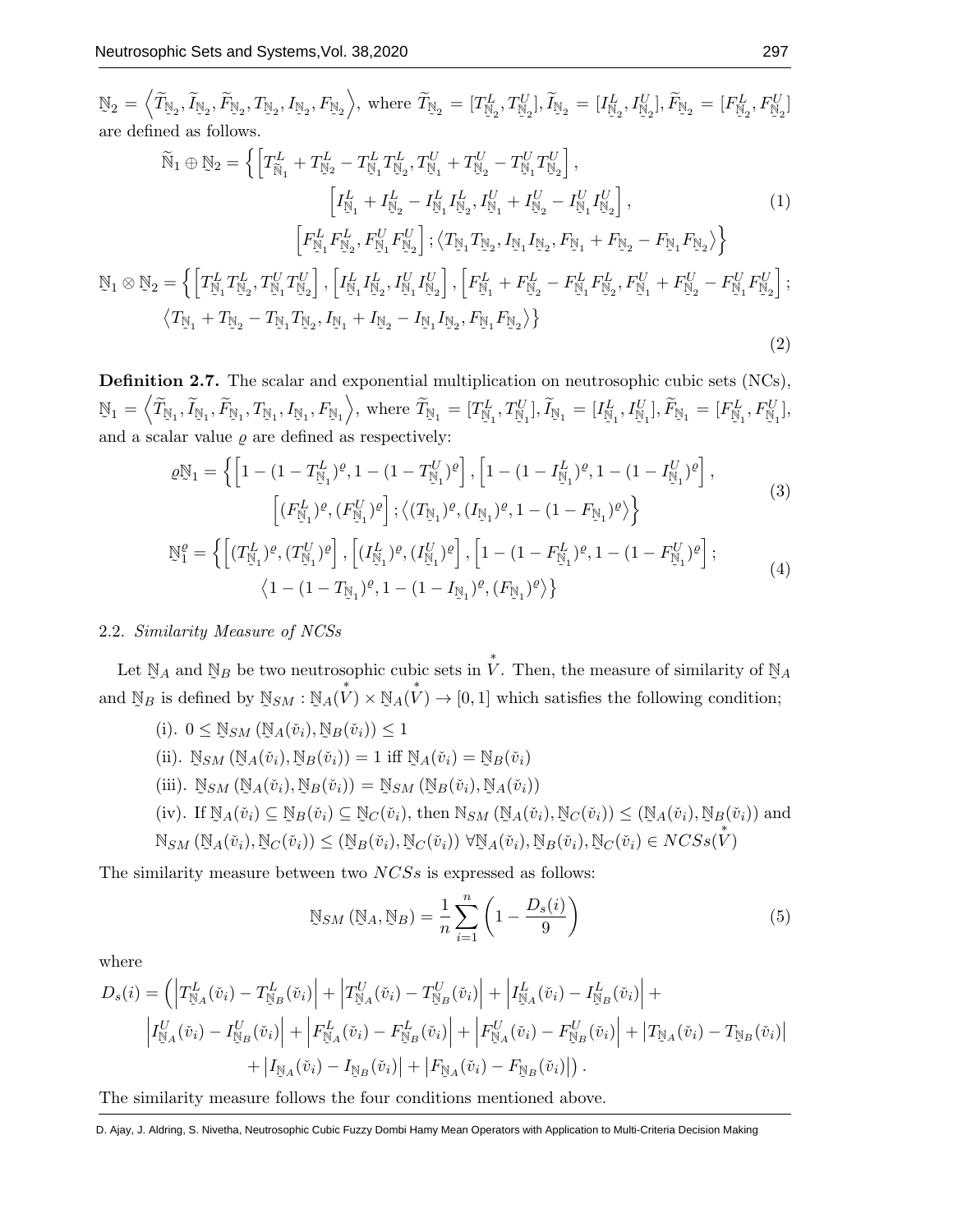$\underset{\sim}{\mathbb{N}}_2 = \left\langle \widetilde{T}_{\underset{\sim}{\mathbb{N}}_2}, \widetilde{I}_{\underset{\sim}{\mathbb{N}}_2}, \widetilde{F}_{\underset{\sim}{\mathbb{N}}_2}, T_{\underset{\sim}{\mathbb{N}}_2}, I_{\underset{\sim}{\mathbb{N}}_2}, F_{\underset{\sim}{\mathbb{N}}_2} \right\rangle$, where $\widetilde{T}_{\underset{\sim}{\mathbb{N}}_2} = [T^L_{\underset{\sim}{\mathbb{N}}_2}, T^U_{\underset{\sim}{\mathbb{N}}_2}], \widetilde{I}_{\underset{\sim}{\mathbb{N}}_2} = [I^L_{\underset{\sim}{\mathbb{N}}_2}, I^U_{\underset{\sim}{\mathbb{N}}_2}], \widetilde{F}_{\underset{\sim}{\mathbb{N}}_2} = [F^L_{\underset{\sim}{\mathbb{N}}_2}, F^U_{\underset{\sim}{\mathbb{N}}_2}]$ are defined as follows.

$$\widetilde{\mathbb{N}}_1 \oplus \underset{\sim}{\mathbb{N}}_2 = \Big\{ \Big[ T^L_{\widetilde{\mathbb{N}}_1} + T^L_{\underset{\sim}{\mathbb{N}}_2} - T^L_{\underset{\sim}{\mathbb{N}}_1} T^L_{\underset{\sim}{\mathbb{N}}_2}, T^U_{\underset{\sim}{\mathbb{N}}_1} + T^U_{\underset{\sim}{\mathbb{N}}_2} - T^U_{\underset{\sim}{\mathbb{N}}_1} T^U_{\underset{\sim}{\mathbb{N}}_2} \Big], \Big[ I^L_{\underset{\sim}{\mathbb{N}}_1} + I^L_{\underset{\sim}{\mathbb{N}}_2} - I^L_{\underset{\sim}{\mathbb{N}}_1} I^L_{\underset{\sim}{\mathbb{N}}_2}, I^U_{\underset{\sim}{\mathbb{N}}_1} + I^U_{\underset{\sim}{\mathbb{N}}_2} - I^U_{\underset{\sim}{\mathbb{N}}_1} I^U_{\underset{\sim}{\mathbb{N}}_2} \Big], \Big[ F^L_{\underset{\sim}{\mathbb{N}}_1} F^L_{\underset{\sim}{\mathbb{N}}_2}, F^U_{\underset{\sim}{\mathbb{N}}_1} F^U_{\underset{\sim}{\mathbb{N}}_2} \Big]; \left\langle T_{\underset{\sim}{\mathbb{N}}_1} T_{\underset{\sim}{\mathbb{N}}_2}, I_{\underset{\sim}{\mathbb{N}}_1} I_{\underset{\sim}{\mathbb{N}}_2}, F_{\underset{\sim}{\mathbb{N}}_1} + F_{\underset{\sim}{\mathbb{N}}_2} - F_{\underset{\sim}{\mathbb{N}}_1} F_{\underset{\sim}{\mathbb{N}}_2} \right\rangle \Big\} \tag{1}$$

$$\underset{\sim}{\mathbb{N}}_1 \otimes \underset{\sim}{\mathbb{N}}_2 = \Big\{ \Big[ T^L_{\underset{\sim}{\mathbb{N}}_1} T^L_{\underset{\sim}{\mathbb{N}}_2}, T^U_{\underset{\sim}{\mathbb{N}}_1} T^U_{\underset{\sim}{\mathbb{N}}_2} \Big], \Big[ I^L_{\underset{\sim}{\mathbb{N}}_1} I^L_{\underset{\sim}{\mathbb{N}}_2}, I^U_{\underset{\sim}{\mathbb{N}}_1} I^U_{\underset{\sim}{\mathbb{N}}_2} \Big], \Big[ F^L_{\underset{\sim}{\mathbb{N}}_1} + F^L_{\underset{\sim}{\mathbb{N}}_2} - F^L_{\underset{\sim}{\mathbb{N}}_1} F^L_{\underset{\sim}{\mathbb{N}}_2}, F^U_{\underset{\sim}{\mathbb{N}}_1} + F^U_{\underset{\sim}{\mathbb{N}}_2} - F^U_{\underset{\sim}{\mathbb{N}}_1} F^U_{\underset{\sim}{\mathbb{N}}_2} \Big]; \left\langle T_{\underset{\sim}{\mathbb{N}}_1} + T_{\underset{\sim}{\mathbb{N}}_2} - T_{\underset{\sim}{\mathbb{N}}_1} T_{\underset{\sim}{\mathbb{N}}_2}, I_{\underset{\sim}{\mathbb{N}}_1} + I_{\underset{\sim}{\mathbb{N}}_2} - I_{\underset{\sim}{\mathbb{N}}_1} I_{\underset{\sim}{\mathbb{N}}_2}, F_{\underset{\sim}{\mathbb{N}}_1} F_{\underset{\sim}{\mathbb{N}}_2} \right\rangle \Big\} \tag{2}$$

**Definition 2.7.** The scalar and exponential multiplication on neutrosophic cubic sets (NCs), $\underset{\sim}{\mathbb{N}}_1 = \left\langle \widetilde{T}_{\underset{\sim}{\mathbb{N}}_1}, \widetilde{I}_{\underset{\sim}{\mathbb{N}}_1}, \widetilde{F}_{\underset{\sim}{\mathbb{N}}_1}, T_{\underset{\sim}{\mathbb{N}}_1}, I_{\underset{\sim}{\mathbb{N}}_1}, F_{\underset{\sim}{\mathbb{N}}_1} \right\rangle$, where $\widetilde{T}_{\underset{\sim}{\mathbb{N}}_1} = [T^L_{\underset{\sim}{\mathbb{N}}_1}, T^U_{\underset{\sim}{\mathbb{N}}_1}], \widetilde{I}_{\underset{\sim}{\mathbb{N}}_1} = [I^L_{\underset{\sim}{\mathbb{N}}_1}, I^U_{\underset{\sim}{\mathbb{N}}_1}], \widetilde{F}_{\underset{\sim}{\mathbb{N}}_1} = [F^L_{\underset{\sim}{\mathbb{N}}_1}, F^U_{\underset{\sim}{\mathbb{N}}_1}]$, and a scalar value $\varrho$ are defined as respectively:

$$\varrho \underset{\sim}{\mathbb{N}}_1 = \Big\{ \Big[ 1 - (1 - T^L_{\underset{\sim}{\mathbb{N}}_1})^{\varrho}, 1 - (1 - T^U_{\underset{\sim}{\mathbb{N}}_1})^{\varrho} \Big], \Big[ 1 - (1 - I^L_{\underset{\sim}{\mathbb{N}}_1})^{\varrho}, 1 - (1 - I^U_{\underset{\sim}{\mathbb{N}}_1})^{\varrho} \Big], \Big[ (F^L_{\underset{\sim}{\mathbb{N}}_1})^{\varrho}, (F^U_{\underset{\sim}{\mathbb{N}}_1})^{\varrho} \Big]; \left\langle (T_{\underset{\sim}{\mathbb{N}}_1})^{\varrho}, (I_{\underset{\sim}{\mathbb{N}}_1})^{\varrho}, 1 - (1 - F_{\underset{\sim}{\mathbb{N}}_1})^{\varrho} \right\rangle \Big\} \tag{3}$$

$$\underset{\sim}{\mathbb{N}}_1^{\varrho} = \Big\{ \Big[ (T^L_{\underset{\sim}{\mathbb{N}}_1})^{\varrho}, (T^U_{\underset{\sim}{\mathbb{N}}_1})^{\varrho} \Big], \Big[ (I^L_{\underset{\sim}{\mathbb{N}}_1})^{\varrho}, (I^U_{\underset{\sim}{\mathbb{N}}_1})^{\varrho} \Big], \Big[ 1 - (1 - F^L_{\underset{\sim}{\mathbb{N}}_1})^{\varrho}, 1 - (1 - F^U_{\underset{\sim}{\mathbb{N}}_1})^{\varrho} \Big]; \left\langle 1 - (1 - T_{\underset{\sim}{\mathbb{N}}_1})^{\varrho}, 1 - (1 - I_{\underset{\sim}{\mathbb{N}}_1})^{\varrho}, (F_{\underset{\sim}{\mathbb{N}}_1})^{\varrho} \right\rangle \Big\} \tag{4}$$

### 2.2. *Similarity Measure of NCSs*

Let $\underset{\sim}{\mathbb{N}}_A$ and $\underset{\sim}{\mathbb{N}}_B$ be two neutrosophic cubic sets in $\overset{*}{V}$. Then, the measure of similarity of $\underset{\sim}{\mathbb{N}}_A$ and $\underset{\sim}{\mathbb{N}}_B$ is defined by $\underset{\sim}{\mathbb{N}}_{SM} : \underset{\sim}{\mathbb{N}}_A(\overset{*}{V}) \times \underset{\sim}{\mathbb{N}}_A(\overset{*}{V}) \to [0, 1]$ which satisfies the following condition;

(i). $0 \leq \underset{\sim}{\mathbb{N}}_{SM} \left( \underset{\sim}{\mathbb{N}}_A(\check{v}_i), \underset{\sim}{\mathbb{N}}_B(\check{v}_i) \right) \leq 1$

(ii). $\underset{\sim}{\mathbb{N}}_{SM} \left( \underset{\sim}{\mathbb{N}}_A(\check{v}_i), \underset{\sim}{\mathbb{N}}_B(\check{v}_i) \right) = 1$ iff $\underset{\sim}{\mathbb{N}}_A(\check{v}_i) = \underset{\sim}{\mathbb{N}}_B(\check{v}_i)$

(iii). $\underset{\sim}{\mathbb{N}}_{SM} \left( \underset{\sim}{\mathbb{N}}_A(\check{v}_i), \underset{\sim}{\mathbb{N}}_B(\check{v}_i) \right) = \underset{\sim}{\mathbb{N}}_{SM} \left( \underset{\sim}{\mathbb{N}}_B(\check{v}_i), \underset{\sim}{\mathbb{N}}_A(\check{v}_i) \right)$

(iv). If $\underset{\sim}{\mathbb{N}}_A(\check{v}_i) \subseteq \underset{\sim}{\mathbb{N}}_B(\check{v}_i) \subseteq \underset{\sim}{\mathbb{N}}_C(\check{v}_i)$, then $\underset{\sim}{\mathbb{N}}_{SM} \left( \underset{\sim}{\mathbb{N}}_A(\check{v}_i), \underset{\sim}{\mathbb{N}}_C(\check{v}_i) \right) \leq \left( \underset{\sim}{\mathbb{N}}_A(\check{v}_i), \underset{\sim}{\mathbb{N}}_B(\check{v}_i) \right)$ and $\underset{\sim}{\mathbb{N}}_{SM} \left( \underset{\sim}{\mathbb{N}}_A(\check{v}_i), \underset{\sim}{\mathbb{N}}_C(\check{v}_i) \right) \leq \left( \underset{\sim}{\mathbb{N}}_B(\check{v}_i), \underset{\sim}{\mathbb{N}}_C(\check{v}_i) \right) \; \forall \underset{\sim}{\mathbb{N}}_A(\check{v}_i), \underset{\sim}{\mathbb{N}}_B(\check{v}_i), \underset{\sim}{\mathbb{N}}_C(\check{v}_i) \in NCSs(\overset{*}{V})$

The similarity measure between two $NCSs$ is expressed as follows:

$$\underset{\sim}{\mathbb{N}}_{SM} \left( \underset{\sim}{\mathbb{N}}_A, \underset{\sim}{\mathbb{N}}_B \right) = \frac{1}{n} \sum_{i=1}^{n} \left( 1 - \frac{D_s(i)}{9} \right) \tag{5}$$

where

$$D_s(i) = \Big( \Big| T^L_{\underset{\sim}{\mathbb{N}}_A}(\check{v}_i) - T^L_{\underset{\sim}{\mathbb{N}}_B}(\check{v}_i) \Big| + \Big| T^U_{\underset{\sim}{\mathbb{N}}_A}(\check{v}_i) - T^U_{\underset{\sim}{\mathbb{N}}_B}(\check{v}_i) \Big| + \Big| I^L_{\underset{\sim}{\mathbb{N}}_A}(\check{v}_i) - I^L_{\underset{\sim}{\mathbb{N}}_B}(\check{v}_i) \Big| + \Big| I^U_{\underset{\sim}{\mathbb{N}}_A}(\check{v}_i) - I^U_{\underset{\sim}{\mathbb{N}}_B}(\check{v}_i) \Big| + \Big| F^L_{\underset{\sim}{\mathbb{N}}_A}(\check{v}_i) - F^L_{\underset{\sim}{\mathbb{N}}_B}(\check{v}_i) \Big| + \Big| F^U_{\underset{\sim}{\mathbb{N}}_A}(\check{v}_i) - F^U_{\underset{\sim}{\mathbb{N}}_B}(\check{v}_i) \Big| + \big| T_{\underset{\sim}{\mathbb{N}}_A}(\check{v}_i) - T_{\underset{\sim}{\mathbb{N}}_B}(\check{v}_i) \big| + \big| I_{\underset{\sim}{\mathbb{N}}_A}(\check{v}_i) - I_{\underset{\sim}{\mathbb{N}}_B}(\check{v}_i) \big| + \big| F_{\underset{\sim}{\mathbb{N}}_A}(\check{v}_i) - F_{\underset{\sim}{\mathbb{N}}_B}(\check{v}_i) \big| \Big).$$

The similarity measure follows the four conditions mentioned above.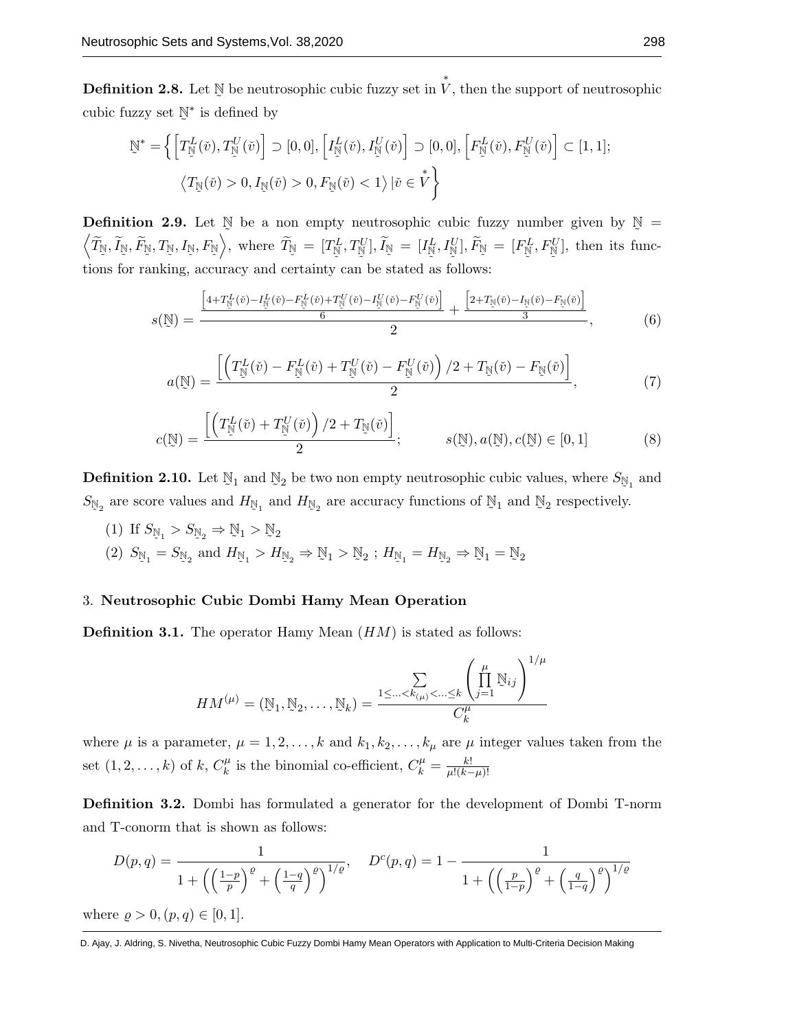**Definition 2.8.** Let $\underset{\sim}{\mathbb{N}}$ be neutrosophic cubic fuzzy set in $\overset{*}{V}$, then the support of neutrosophic cubic fuzzy set $\underset{\sim}{\mathbb{N}}^*$ is defined by

$$\underset{\sim}{\mathbb{N}}^* = \Big\{ \Big[T^L_{\underset{\sim}{\mathbb{N}}}(\check{v}), T^U_{\underset{\sim}{\mathbb{N}}}(\check{v})\Big] \supset [0,0], \Big[I^L_{\underset{\sim}{\mathbb{N}}}(\check{v}), I^U_{\underset{\sim}{\mathbb{N}}}(\check{v})\Big] \supset [0,0], \Big[F^L_{\underset{\sim}{\mathbb{N}}}(\check{v}), F^U_{\underset{\sim}{\mathbb{N}}}(\check{v})\Big] \subset [1,1];$$
$$\big\langle T_{\underset{\sim}{\mathbb{N}}}(\check{v}) > 0, I_{\underset{\sim}{\mathbb{N}}}(\check{v}) > 0, F_{\underset{\sim}{\mathbb{N}}}(\check{v}) < 1 \big\rangle \,|\, \check{v} \in \overset{*}{V} \Big\}$$

**Definition 2.9.** Let $\underset{\sim}{\mathbb{N}}$ be a non empty neutrosophic cubic fuzzy number given by $\underset{\sim}{\mathbb{N}} = \Big\langle \widetilde{T}_{\underset{\sim}{\mathbb{N}}}, \widetilde{I}_{\underset{\sim}{\mathbb{N}}}, \widetilde{F}_{\underset{\sim}{\mathbb{N}}}, T_{\underset{\sim}{\mathbb{N}}}, I_{\underset{\sim}{\mathbb{N}}}, F_{\underset{\sim}{\mathbb{N}}} \Big\rangle$, where $\widetilde{T}_{\underset{\sim}{\mathbb{N}}} = [T^L_{\underset{\sim}{\mathbb{N}}}, T^U_{\underset{\sim}{\mathbb{N}}}], \widetilde{I}_{\underset{\sim}{\mathbb{N}}} = [I^L_{\underset{\sim}{\mathbb{N}}}, I^U_{\underset{\sim}{\mathbb{N}}}], \widetilde{F}_{\underset{\sim}{\mathbb{N}}} = [F^L_{\underset{\sim}{\mathbb{N}}}, F^U_{\underset{\sim}{\mathbb{N}}}]$, then its functions for ranking, accuracy and certainty can be stated as follows:

$$s(\underset{\sim}{\mathbb{N}}) = \frac{\frac{\left[4 + T^L_{\underset{\sim}{\mathbb{N}}}(\check{v}) - I^L_{\underset{\sim}{\mathbb{N}}}(\check{v}) - F^L_{\underset{\sim}{\mathbb{N}}}(\check{v}) + T^U_{\underset{\sim}{\mathbb{N}}}(\check{v}) - I^U_{\underset{\sim}{\mathbb{N}}}(\check{v}) - F^U_{\underset{\sim}{\mathbb{N}}}(\check{v})\right]}{6} + \frac{\left[2 + T_{\underset{\sim}{\mathbb{N}}}(\check{v}) - I_{\underset{\sim}{\mathbb{N}}}(\check{v}) - F_{\underset{\sim}{\mathbb{N}}}(\check{v})\right]}{3}}{2}, \tag{6}$$

$$a(\underset{\sim}{\mathbb{N}}) = \frac{\left[\left(T^L_{\underset{\sim}{\mathbb{N}}}(\check{v}) - F^L_{\underset{\sim}{\mathbb{N}}}(\check{v}) + T^U_{\underset{\sim}{\mathbb{N}}}(\check{v}) - F^U_{\underset{\sim}{\mathbb{N}}}(\check{v})\right)/2 + T_{\underset{\sim}{\mathbb{N}}}(\check{v}) - F_{\underset{\sim}{\mathbb{N}}}(\check{v})\right]}{2}, \tag{7}$$

$$c(\underset{\sim}{\mathbb{N}}) = \frac{\left[\left(T^L_{\underset{\sim}{\mathbb{N}}}(\check{v}) + T^U_{\underset{\sim}{\mathbb{N}}}(\check{v})\right)/2 + T_{\underset{\sim}{\mathbb{N}}}(\check{v})\right]}{2}; \qquad s(\underset{\sim}{\mathbb{N}}), a(\underset{\sim}{\mathbb{N}}), c(\underset{\sim}{\mathbb{N}}) \in [0,1] \tag{8}$$

**Definition 2.10.** Let $\underset{\sim}{\mathbb{N}}_1$ and $\underset{\sim}{\mathbb{N}}_2$ be two non empty neutrosophic cubic values, where $S_{\underset{\sim}{\mathbb{N}}_1}$ and $S_{\underset{\sim}{\mathbb{N}}_2}$ are score values and $H_{\underset{\sim}{\mathbb{N}}_1}$ and $H_{\underset{\sim}{\mathbb{N}}_2}$ are accuracy functions of $\underset{\sim}{\mathbb{N}}_1$ and $\underset{\sim}{\mathbb{N}}_2$ respectively.

(1) If $S_{\underset{\sim}{\mathbb{N}}_1} > S_{\underset{\sim}{\mathbb{N}}_2} \Rightarrow \underset{\sim}{\mathbb{N}}_1 > \underset{\sim}{\mathbb{N}}_2$

(2) $S_{\underset{\sim}{\mathbb{N}}_1} = S_{\underset{\sim}{\mathbb{N}}_2}$ and $H_{\underset{\sim}{\mathbb{N}}_1} > H_{\underset{\sim}{\mathbb{N}}_2} \Rightarrow \underset{\sim}{\mathbb{N}}_1 > \underset{\sim}{\mathbb{N}}_2$ ; $H_{\underset{\sim}{\mathbb{N}}_1} = H_{\underset{\sim}{\mathbb{N}}_2} \Rightarrow \underset{\sim}{\mathbb{N}}_1 = \underset{\sim}{\mathbb{N}}_2$

## 3. Neutrosophic Cubic Dombi Hamy Mean Operation

**Definition 3.1.** The operator Hamy Mean ($HM$) is stated as follows:

$$HM^{(\mu)} = (\underset{\sim}{\mathbb{N}}_1, \underset{\sim}{\mathbb{N}}_2, \ldots, \underset{\sim}{\mathbb{N}}_k) = \frac{\sum\limits_{1 \leq \ldots < k_{(\mu)} < \ldots \leq k} \left(\prod\limits_{j=1}^{\mu} \underset{\sim}{\mathbb{N}}_{ij}\right)^{1/\mu}}{C^\mu_k}$$

where $\mu$ is a parameter, $\mu = 1, 2, \ldots, k$ and $k_1, k_2, \ldots, k_\mu$ are $\mu$ integer values taken from the set $(1, 2, \ldots, k)$ of $k$, $C^\mu_k$ is the binomial co-efficient, $C^\mu_k = \frac{k!}{\mu!(k-\mu)!}$

**Definition 3.2.** Dombi has formulated a generator for the development of Dombi T-norm and T-conorm that is shown as follows:

$$D(p,q) = \frac{1}{1 + \left(\left(\frac{1-p}{p}\right)^\varrho + \left(\frac{1-q}{q}\right)^\varrho\right)^{1/\varrho}}, \quad D^c(p,q) = 1 - \frac{1}{1 + \left(\left(\frac{p}{1-p}\right)^\varrho + \left(\frac{q}{1-q}\right)^\varrho\right)^{1/\varrho}}$$

where $\varrho > 0, (p,q) \in [0,1]$.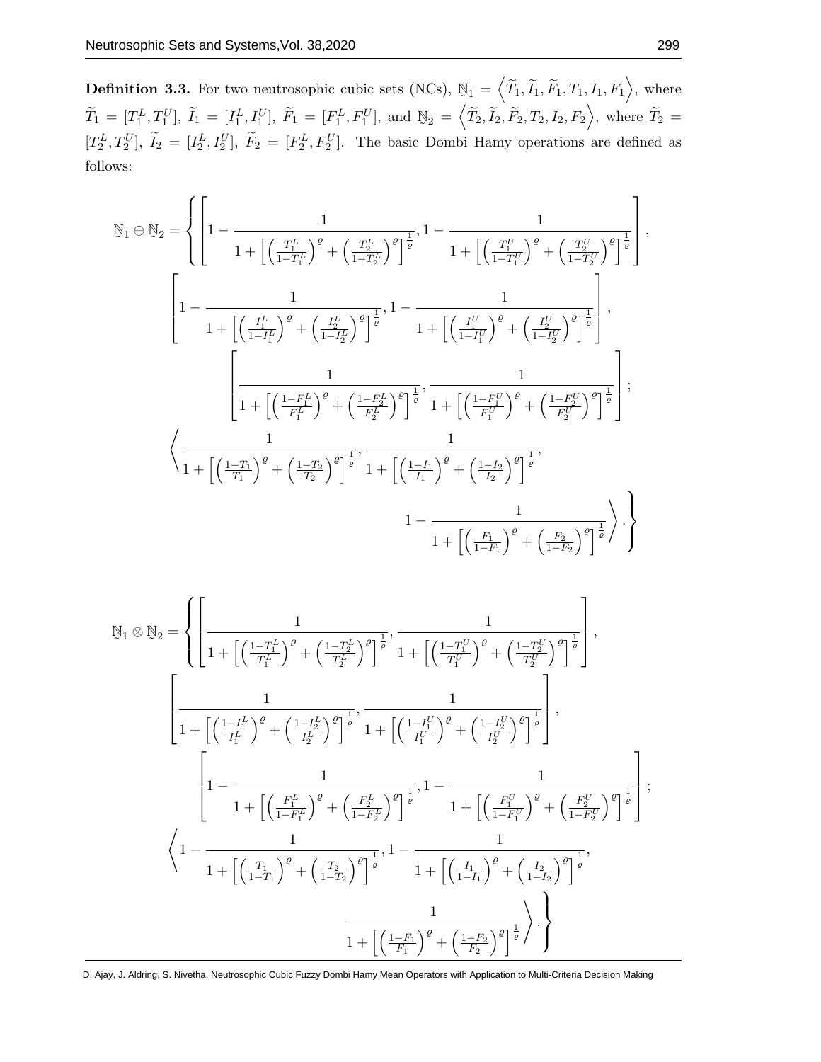**Definition 3.3.** For two neutrosophic cubic sets (NCs), $\underset{\sim}{\mathbb{N}}_1 = \left\langle \widetilde{T}_1, \widetilde{I}_1, \widetilde{F}_1, T_1, I_1, F_1 \right\rangle$, where $\widetilde{T}_1 = [T_1^L, T_1^U]$, $\widetilde{I}_1 = [I_1^L, I_1^U]$, $\widetilde{F}_1 = [F_1^L, F_1^U]$, and $\underset{\sim}{\mathbb{N}}_2 = \left\langle \widetilde{T}_2, \widetilde{I}_2, \widetilde{F}_2, T_2, I_2, F_2 \right\rangle$, where $\widetilde{T}_2 = [T_2^L, T_2^U]$, $\widetilde{I}_2 = [I_2^L, I_2^U]$, $\widetilde{F}_2 = [F_2^L, F_2^U]$. The basic Dombi Hamy operations are defined as follows:

$$
\underset{\sim}{\mathbb{N}}_1 \oplus \underset{\sim}{\mathbb{N}}_2 = \Bigg\{ \left[ 1 - \frac{1}{1 + \left[ \left( \frac{T_1^L}{1-T_1^L} \right)^{\varrho} + \left( \frac{T_2^L}{1-T_2^L} \right)^{\varrho} \right]^{\frac{1}{\varrho}}}, 1 - \frac{1}{1 + \left[ \left( \frac{T_1^U}{1-T_1^U} \right)^{\varrho} + \left( \frac{T_2^U}{1-T_2^U} \right)^{\varrho} \right]^{\frac{1}{\varrho}}} \right],
$$
$$
\left[ 1 - \frac{1}{1 + \left[ \left( \frac{I_1^L}{1-I_1^L} \right)^{\varrho} + \left( \frac{I_2^L}{1-I_2^L} \right)^{\varrho} \right]^{\frac{1}{\varrho}}}, 1 - \frac{1}{1 + \left[ \left( \frac{I_1^U}{1-I_1^U} \right)^{\varrho} + \left( \frac{I_2^U}{1-I_2^U} \right)^{\varrho} \right]^{\frac{1}{\varrho}}} \right],
$$
$$
\left[ \frac{1}{1 + \left[ \left( \frac{1-F_1^L}{F_1^L} \right)^{\varrho} + \left( \frac{1-F_2^L}{F_2^L} \right)^{\varrho} \right]^{\frac{1}{\varrho}}}, \frac{1}{1 + \left[ \left( \frac{1-F_1^U}{F_1^U} \right)^{\varrho} + \left( \frac{1-F_2^U}{F_2^U} \right)^{\varrho} \right]^{\frac{1}{\varrho}}} \right];
$$
$$
\left\langle \frac{1}{1 + \left[ \left( \frac{1-T_1}{T_1} \right)^{\varrho} + \left( \frac{1-T_2}{T_2} \right)^{\varrho} \right]^{\frac{1}{\varrho}}}, \frac{1}{1 + \left[ \left( \frac{1-I_1}{I_1} \right)^{\varrho} + \left( \frac{1-I_2}{I_2} \right)^{\varrho} \right]^{\frac{1}{\varrho}}}, \right.
$$
$$
\left. 1 - \frac{1}{1 + \left[ \left( \frac{F_1}{1-F_1} \right)^{\varrho} + \left( \frac{F_2}{1-F_2} \right)^{\varrho} \right]^{\frac{1}{\varrho}}} \right\rangle . \Bigg\}
$$

$$
\underset{\sim}{\mathbb{N}}_1 \otimes \underset{\sim}{\mathbb{N}}_2 = \Bigg\{ \left[ \frac{1}{1 + \left[ \left( \frac{1-T_1^L}{T_1^L} \right)^{\varrho} + \left( \frac{1-T_2^L}{T_2^L} \right)^{\varrho} \right]^{\frac{1}{\varrho}}}, \frac{1}{1 + \left[ \left( \frac{1-T_1^U}{T_1^U} \right)^{\varrho} + \left( \frac{1-T_2^U}{T_2^U} \right)^{\varrho} \right]^{\frac{1}{\varrho}}} \right],
$$
$$
\left[ \frac{1}{1 + \left[ \left( \frac{1-I_1^L}{I_1^L} \right)^{\varrho} + \left( \frac{1-I_2^L}{I_2^L} \right)^{\varrho} \right]^{\frac{1}{\varrho}}}, \frac{1}{1 + \left[ \left( \frac{1-I_1^U}{I_1^U} \right)^{\varrho} + \left( \frac{1-I_2^U}{I_2^U} \right)^{\varrho} \right]^{\frac{1}{\varrho}}} \right],
$$
$$
\left[ 1 - \frac{1}{1 + \left[ \left( \frac{F_1^L}{1-F_1^L} \right)^{\varrho} + \left( \frac{F_2^L}{1-F_2^L} \right)^{\varrho} \right]^{\frac{1}{\varrho}}}, 1 - \frac{1}{1 + \left[ \left( \frac{F_1^U}{1-F_1^U} \right)^{\varrho} + \left( \frac{F_2^U}{1-F_2^U} \right)^{\varrho} \right]^{\frac{1}{\varrho}}} \right];
$$
$$
\left\langle 1 - \frac{1}{1 + \left[ \left( \frac{T_1}{1-T_1} \right)^{\varrho} + \left( \frac{T_2}{1-T_2} \right)^{\varrho} \right]^{\frac{1}{\varrho}}}, 1 - \frac{1}{1 + \left[ \left( \frac{I_1}{1-I_1} \right)^{\varrho} + \left( \frac{I_2}{1-I_2} \right)^{\varrho} \right]^{\frac{1}{\varrho}}}, \right.
$$
$$
\left. \frac{1}{1 + \left[ \left( \frac{1-F_1}{F_1} \right)^{\varrho} + \left( \frac{1-F_2}{F_2} \right)^{\varrho} \right]^{\frac{1}{\varrho}}} \right\rangle . \Bigg\}
$$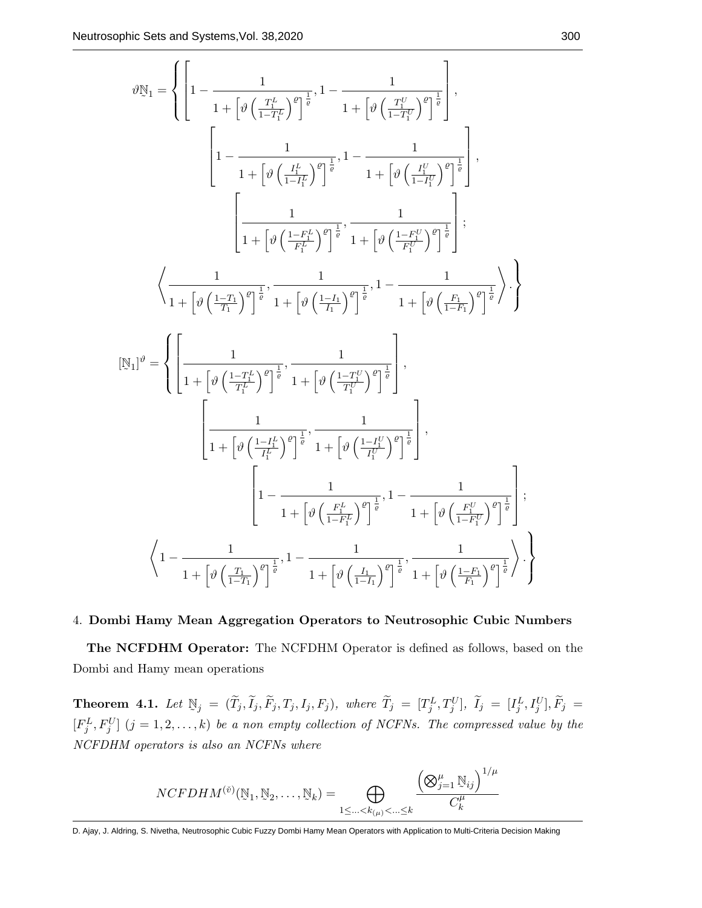$$\vartheta \underset{\sim}{\mathbb{N}}_1 = \left\{ \left[ 1 - \frac{1}{1 + \left[ \vartheta \left( \frac{T_1^L}{1 - T_1^L} \right)^{\varrho} \right]^{\frac{1}{\varrho}}}, 1 - \frac{1}{1 + \left[ \vartheta \left( \frac{T_1^U}{1 - T_1^U} \right)^{\varrho} \right]^{\frac{1}{\varrho}}} \right], \right.$$

$$\left[ 1 - \frac{1}{1 + \left[ \vartheta \left( \frac{I_1^L}{1 - I_1^L} \right)^{\varrho} \right]^{\frac{1}{\varrho}}}, 1 - \frac{1}{1 + \left[ \vartheta \left( \frac{I_1^U}{1 - I_1^U} \right)^{\varrho} \right]^{\frac{1}{\varrho}}} \right],$$

$$\left[ \frac{1}{1 + \left[ \vartheta \left( \frac{1 - F_1^L}{F_1^L} \right)^{\varrho} \right]^{\frac{1}{\varrho}}}, \frac{1}{1 + \left[ \vartheta \left( \frac{1 - F_1^U}{F_1^U} \right)^{\varrho} \right]^{\frac{1}{\varrho}}} \right];$$

$$\left. \left\langle \frac{1}{1 + \left[ \vartheta \left( \frac{1 - T_1}{T_1} \right)^{\varrho} \right]^{\frac{1}{\varrho}}}, \frac{1}{1 + \left[ \vartheta \left( \frac{1 - I_1}{I_1} \right)^{\varrho} \right]^{\frac{1}{\varrho}}}, 1 - \frac{1}{1 + \left[ \vartheta \left( \frac{F_1}{1 - F_1} \right)^{\varrho} \right]^{\frac{1}{\varrho}}} \right\rangle . \right\}$$

$$[\underset{\sim}{\mathbb{N}}_1]^{\vartheta} = \left\{ \left[ \frac{1}{1 + \left[ \vartheta \left( \frac{1 - T_1^L}{T_1^L} \right)^{\varrho} \right]^{\frac{1}{\varrho}}}, \frac{1}{1 + \left[ \vartheta \left( \frac{1 - T_1^U}{T_1^U} \right)^{\varrho} \right]^{\frac{1}{\varrho}}} \right], \right.$$

$$\left[ \frac{1}{1 + \left[ \vartheta \left( \frac{1 - I_1^L}{I_1^L} \right)^{\varrho} \right]^{\frac{1}{\varrho}}}, \frac{1}{1 + \left[ \vartheta \left( \frac{1 - I_1^U}{I_1^U} \right)^{\varrho} \right]^{\frac{1}{\varrho}}} \right],$$

$$\left[ 1 - \frac{1}{1 + \left[ \vartheta \left( \frac{F_1^L}{1 - F_1^L} \right)^{\varrho} \right]^{\frac{1}{\varrho}}}, 1 - \frac{1}{1 + \left[ \vartheta \left( \frac{F_1^U}{1 - F_1^U} \right)^{\varrho} \right]^{\frac{1}{\varrho}}} \right];$$

$$\left. \left\langle 1 - \frac{1}{1 + \left[ \vartheta \left( \frac{T_1}{1 - T_1} \right)^{\varrho} \right]^{\frac{1}{\varrho}}}, 1 - \frac{1}{1 + \left[ \vartheta \left( \frac{I_1}{1 - I_1} \right)^{\varrho} \right]^{\frac{1}{\varrho}}}, \frac{1}{1 + \left[ \vartheta \left( \frac{1 - F_1}{F_1} \right)^{\varrho} \right]^{\frac{1}{\varrho}}} \right\rangle . \right\}$$

## 4. Dombi Hamy Mean Aggregation Operators to Neutrosophic Cubic Numbers

**The NCFDHM Operator:** The NCFDHM Operator is defined as follows, based on the Dombi and Hamy mean operations

**Theorem 4.1.** *Let* $\underset{\sim}{\mathbb{N}}_j = (\widetilde{T}_j, \widetilde{I}_j, \widetilde{F}_j, T_j, I_j, F_j)$, *where* $\widetilde{T}_j = [T_j^L, T_j^U]$, $\widetilde{I}_j = [I_j^L, I_j^U], \widetilde{F}_j = [F_j^L, F_j^U]$ $(j = 1, 2, \ldots, k)$ *be a non empty collection of NCFNs. The compressed value by the NCFDHM operators is also an NCFNs where*

$$NCFDHM^{(\check{v})}(\underset{\sim}{\mathbb{N}}_1, \underset{\sim}{\mathbb{N}}_2, \ldots, \underset{\sim}{\mathbb{N}}_k) = \bigoplus_{1 \leq \ldots < k_{(\mu)} < \ldots \leq k} \frac{\left( \bigotimes_{j=1}^{\mu} \underset{\sim}{\mathbb{N}}_{ij} \right)^{1/\mu}}{C_k^{\mu}}$$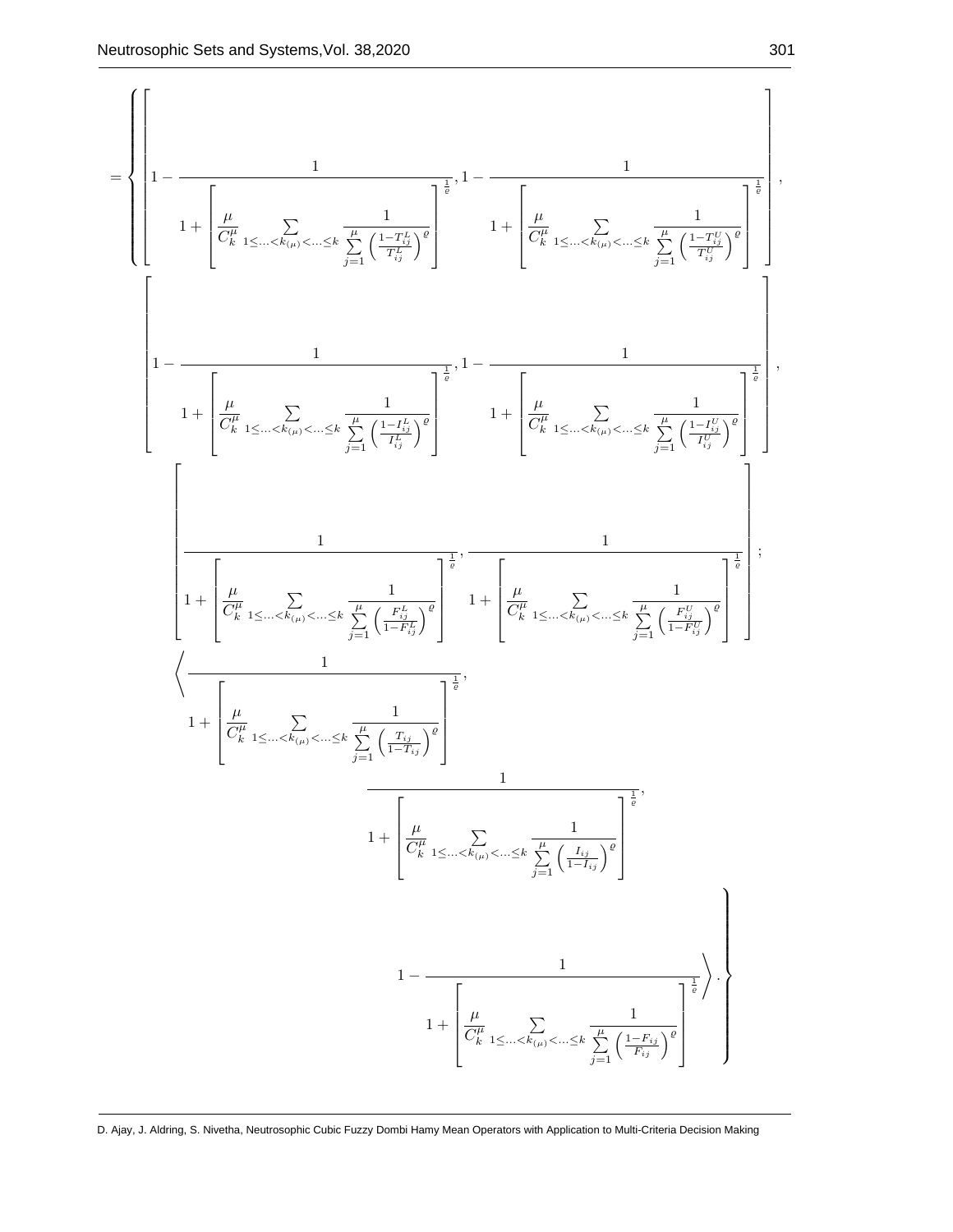$$
= \left\{ \left[ 1 - \frac{1}{1 + \left[ \frac{\mu}{C_k^{\mu}} \sum_{1 \leq \ldots < k_{(\mu)} < \ldots \leq k} \frac{1}{\sum_{j=1}^{\mu} \left( \frac{1 - T_{ij}^L}{T_{ij}^L} \right)^{\varrho}} \right]^{\frac{1}{\varrho}}}, 1 - \frac{1}{1 + \left[ \frac{\mu}{C_k^{\mu}} \sum_{1 \leq \ldots < k_{(\mu)} < \ldots \leq k} \frac{1}{\sum_{j=1}^{\mu} \left( \frac{1 - T_{ij}^U}{T_{ij}^U} \right)^{\varrho}} \right]^{\frac{1}{\varrho}}} \right], \right.
$$

$$
\left[ 1 - \frac{1}{1 + \left[ \frac{\mu}{C_k^{\mu}} \sum_{1 \leq \ldots < k_{(\mu)} < \ldots \leq k} \frac{1}{\sum_{j=1}^{\mu} \left( \frac{1 - I_{ij}^L}{I_{ij}^L} \right)^{\varrho}} \right]^{\frac{1}{\varrho}}}, 1 - \frac{1}{1 + \left[ \frac{\mu}{C_k^{\mu}} \sum_{1 \leq \ldots < k_{(\mu)} < \ldots \leq k} \frac{1}{\sum_{j=1}^{\mu} \left( \frac{1 - I_{ij}^U}{I_{ij}^U} \right)^{\varrho}} \right]^{\frac{1}{\varrho}}} \right],
$$

$$
\left[ \frac{1}{1 + \left[ \frac{\mu}{C_k^{\mu}} \sum_{1 \leq \ldots < k_{(\mu)} < \ldots \leq k} \frac{1}{\sum_{j=1}^{\mu} \left( \frac{F_{ij}^L}{1 - F_{ij}^L} \right)^{\varrho}} \right]^{\frac{1}{\varrho}}}, \frac{1}{1 + \left[ \frac{\mu}{C_k^{\mu}} \sum_{1 \leq \ldots < k_{(\mu)} < \ldots \leq k} \frac{1}{\sum_{j=1}^{\mu} \left( \frac{F_{ij}^U}{1 - F_{ij}^U} \right)^{\varrho}} \right]^{\frac{1}{\varrho}}} \right];
$$

$$
\left\langle \frac{1}{1 + \left[ \frac{\mu}{C_k^{\mu}} \sum_{1 \leq \ldots < k_{(\mu)} < \ldots \leq k} \frac{1}{\sum_{j=1}^{\mu} \left( \frac{T_{ij}}{1 - T_{ij}} \right)^{\varrho}} \right]^{\frac{1}{\varrho}}}, \right.
$$

$$
\frac{1}{1 + \left[ \frac{\mu}{C_k^{\mu}} \sum_{1 \leq \ldots < k_{(\mu)} < \ldots \leq k} \frac{1}{\sum_{j=1}^{\mu} \left( \frac{I_{ij}}{1 - I_{ij}} \right)^{\varrho}} \right]^{\frac{1}{\varrho}}},
$$

$$
\left. \left. 1 - \frac{1}{1 + \left[ \frac{\mu}{C_k^{\mu}} \sum_{1 \leq \ldots < k_{(\mu)} < \ldots \leq k} \frac{1}{\sum_{j=1}^{\mu} \left( \frac{1 - F_{ij}}{F_{ij}} \right)^{\varrho}} \right]^{\frac{1}{\varrho}}} \right\rangle . \right\}
$$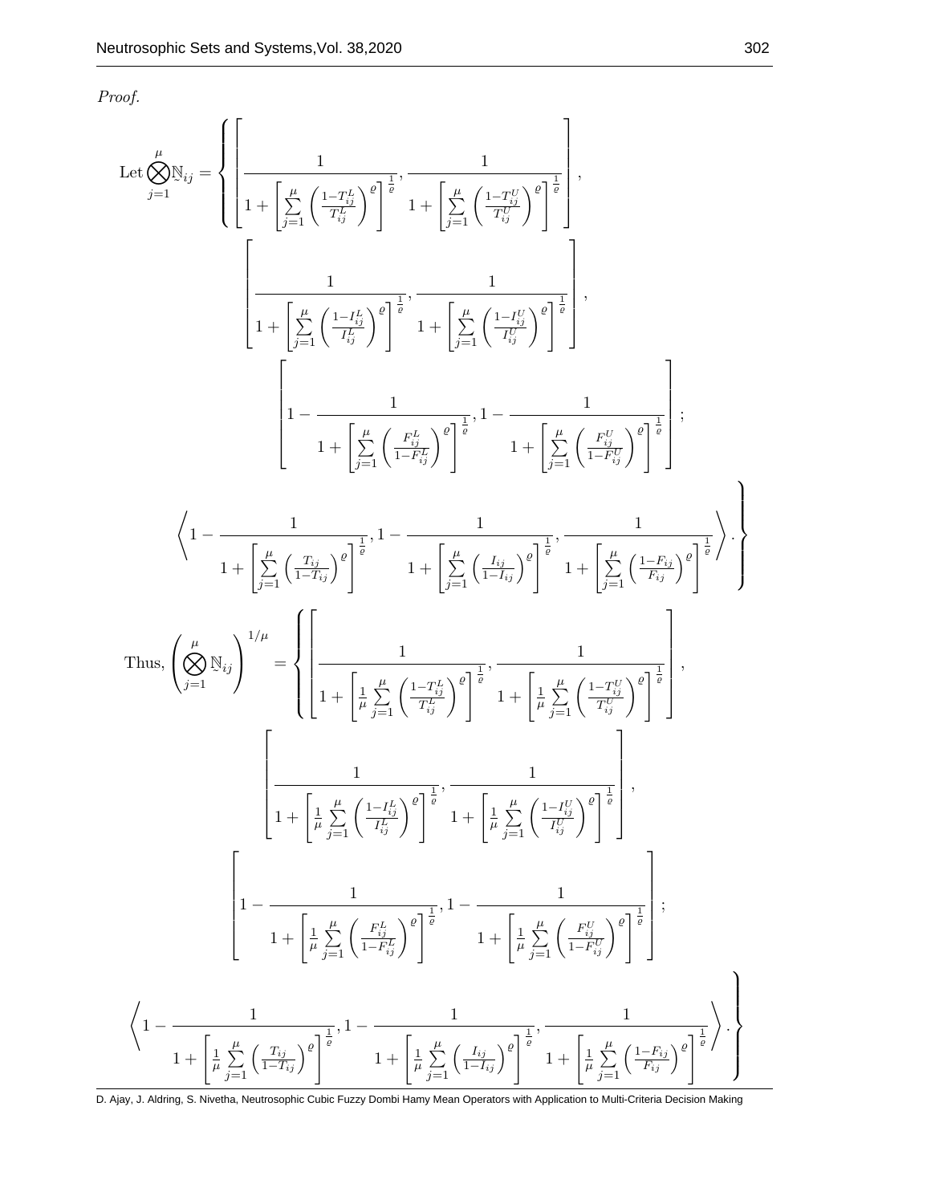*Proof.*

$$
\text{Let} \bigotimes_{j=1}^{\mu} \mathbb{N}_{ij} = \left\{ \left[ \frac{1}{1+\left[\sum\limits_{j=1}^{\mu}\left(\frac{1-T_{ij}^{L}}{T_{ij}^{L}}\right)^{\varrho}\right]^{\frac{1}{\varrho}}}, \frac{1}{1+\left[\sum\limits_{j=1}^{\mu}\left(\frac{1-T_{ij}^{U}}{T_{ij}^{U}}\right)^{\varrho}\right]^{\frac{1}{\varrho}}} \right], \right.
$$

$$
\left[ \frac{1}{1+\left[\sum\limits_{j=1}^{\mu}\left(\frac{1-I_{ij}^{L}}{I_{ij}^{L}}\right)^{\varrho}\right]^{\frac{1}{\varrho}}}, \frac{1}{1+\left[\sum\limits_{j=1}^{\mu}\left(\frac{1-I_{ij}^{U}}{I_{ij}^{U}}\right)^{\varrho}\right]^{\frac{1}{\varrho}}} \right],
$$

$$
\left[ 1-\frac{1}{1+\left[\sum\limits_{j=1}^{\mu}\left(\frac{F_{ij}^{L}}{1-F_{ij}^{L}}\right)^{\varrho}\right]^{\frac{1}{\varrho}}}, 1-\frac{1}{1+\left[\sum\limits_{j=1}^{\mu}\left(\frac{F_{ij}^{U}}{1-F_{ij}^{U}}\right)^{\varrho}\right]^{\frac{1}{\varrho}}} \right];
$$

$$
\left. \left\langle 1-\frac{1}{1+\left[\sum\limits_{j=1}^{\mu}\left(\frac{T_{ij}}{1-T_{ij}}\right)^{\varrho}\right]^{\frac{1}{\varrho}}}, 1-\frac{1}{1+\left[\sum\limits_{j=1}^{\mu}\left(\frac{I_{ij}}{1-I_{ij}}\right)^{\varrho}\right]^{\frac{1}{\varrho}}}, \frac{1}{1+\left[\sum\limits_{j=1}^{\mu}\left(\frac{1-F_{ij}}{F_{ij}}\right)^{\varrho}\right]^{\frac{1}{\varrho}}} \right\rangle . \right\}
$$

$$
\text{Thus,} \left(\bigotimes_{j=1}^{\mu} \mathbb{N}_{ij}\right)^{1/\mu} = \left\{ \left[ \frac{1}{1+\left[\frac{1}{\mu}\sum\limits_{j=1}^{\mu}\left(\frac{1-T_{ij}^{L}}{T_{ij}^{L}}\right)^{\varrho}\right]^{\frac{1}{\varrho}}}, \frac{1}{1+\left[\frac{1}{\mu}\sum\limits_{j=1}^{\mu}\left(\frac{1-T_{ij}^{U}}{T_{ij}^{U}}\right)^{\varrho}\right]^{\frac{1}{\varrho}}} \right], \right.
$$

$$
\left[ \frac{1}{1+\left[\frac{1}{\mu}\sum\limits_{j=1}^{\mu}\left(\frac{1-I_{ij}^{L}}{I_{ij}^{L}}\right)^{\varrho}\right]^{\frac{1}{\varrho}}}, \frac{1}{1+\left[\frac{1}{\mu}\sum\limits_{j=1}^{\mu}\left(\frac{1-I_{ij}^{U}}{I_{ij}^{U}}\right)^{\varrho}\right]^{\frac{1}{\varrho}}} \right],
$$

$$
\left[ 1-\frac{1}{1+\left[\frac{1}{\mu}\sum\limits_{j=1}^{\mu}\left(\frac{F_{ij}^{L}}{1-F_{ij}^{L}}\right)^{\varrho}\right]^{\frac{1}{\varrho}}}, 1-\frac{1}{1+\left[\frac{1}{\mu}\sum\limits_{j=1}^{\mu}\left(\frac{F_{ij}^{U}}{1-F_{ij}^{U}}\right)^{\varrho}\right]^{\frac{1}{\varrho}}} \right];
$$

$$
\left. \left\langle 1-\frac{1}{1+\left[\frac{1}{\mu}\sum\limits_{j=1}^{\mu}\left(\frac{T_{ij}}{1-T_{ij}}\right)^{\varrho}\right]^{\frac{1}{\varrho}}}, 1-\frac{1}{1+\left[\frac{1}{\mu}\sum\limits_{j=1}^{\mu}\left(\frac{I_{ij}}{1-I_{ij}}\right)^{\varrho}\right]^{\frac{1}{\varrho}}}, \frac{1}{1+\left[\frac{1}{\mu}\sum\limits_{j=1}^{\mu}\left(\frac{1-F_{ij}}{F_{ij}}\right)^{\varrho}\right]^{\frac{1}{\varrho}}} \right\rangle . \right\}
$$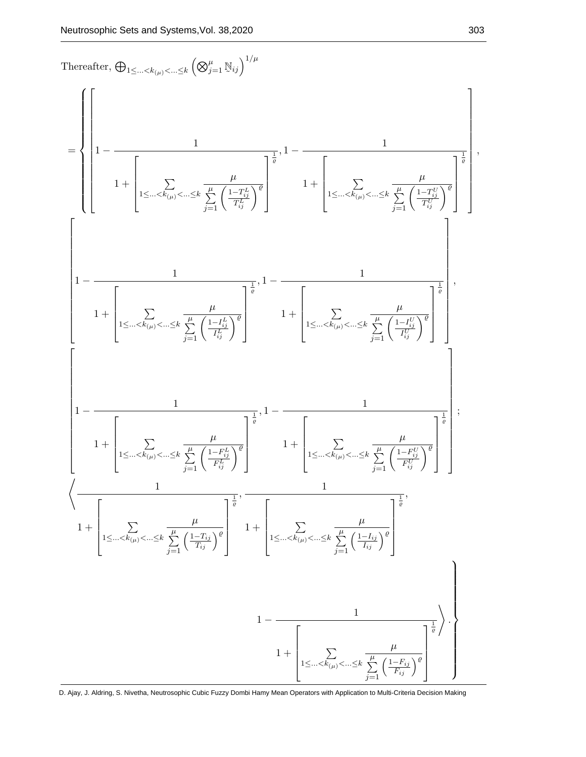Thereafter, $\bigoplus_{1\leq\ldots<k_{(\mu)}<\ldots\leq k}\left(\bigotimes_{j=1}^{\mu}\mathbb{N}_{ij}\right)^{1/\mu}$

$$
=\left\{\left[1-\frac{1}{1+\left[\sum\limits_{1\leq\ldots<k_{(\mu)}<\ldots\leq k}\frac{\mu}{\sum\limits_{j=1}^{\mu}\left(\frac{1-T_{ij}^{L}}{T_{ij}^{L}}\right)^{\varrho}}\right]^{\frac{1}{\varrho}}},1-\frac{1}{1+\left[\sum\limits_{1\leq\ldots<k_{(\mu)}<\ldots\leq k}\frac{\mu}{\sum\limits_{j=1}^{\mu}\left(\frac{1-T_{ij}^{U}}{T_{ij}^{U}}\right)^{\varrho}}\right]^{\frac{1}{\varrho}}}\right],\right.
$$

$$
\left[1-\frac{1}{1+\left[\sum\limits_{1\leq\ldots<k_{(\mu)}<\ldots\leq k}\frac{\mu}{\sum\limits_{j=1}^{\mu}\left(\frac{1-I_{ij}^{L}}{I_{ij}^{L}}\right)^{\varrho}}\right]^{\frac{1}{\varrho}}},1-\frac{1}{1+\left[\sum\limits_{1\leq\ldots<k_{(\mu)}<\ldots\leq k}\frac{\mu}{\sum\limits_{j=1}^{\mu}\left(\frac{1-I_{ij}^{U}}{I_{ij}^{U}}\right)^{\varrho}}\right]^{\frac{1}{\varrho}}}\right],
$$

$$
\left[1-\frac{1}{1+\left[\sum\limits_{1\leq\ldots<k_{(\mu)}<\ldots\leq k}\frac{\mu}{\sum\limits_{j=1}^{\mu}\left(\frac{1-F_{ij}^{L}}{F_{ij}^{L}}\right)^{\varrho}}\right]^{\frac{1}{\varrho}}},1-\frac{1}{1+\left[\sum\limits_{1\leq\ldots<k_{(\mu)}<\ldots\leq k}\frac{\mu}{\sum\limits_{j=1}^{\mu}\left(\frac{1-F_{ij}^{U}}{F_{ij}^{U}}\right)^{\varrho}}\right]^{\frac{1}{\varrho}}}\right];
$$

$$
\left\langle\frac{1}{1+\left[\sum\limits_{1\leq\ldots<k_{(\mu)}<\ldots\leq k}\frac{\mu}{\sum\limits_{j=1}^{\mu}\left(\frac{1-T_{ij}}{T_{ij}}\right)^{\varrho}}\right]^{\frac{1}{\varrho}}},\frac{1}{1+\left[\sum\limits_{1\leq\ldots<k_{(\mu)}<\ldots\leq k}\frac{\mu}{\sum\limits_{j=1}^{\mu}\left(\frac{1-I_{ij}}{I_{ij}}\right)^{\varrho}}\right]^{\frac{1}{\varrho}}},\right.
$$

$$
\left.\left.1-\frac{1}{1+\left[\sum\limits_{1\leq\ldots<k_{(\mu)}<\ldots\leq k}\frac{\mu}{\sum\limits_{j=1}^{\mu}\left(\frac{1-F_{ij}}{F_{ij}}\right)^{\varrho}}\right]^{\frac{1}{\varrho}}}\right\rangle.\right\}
$$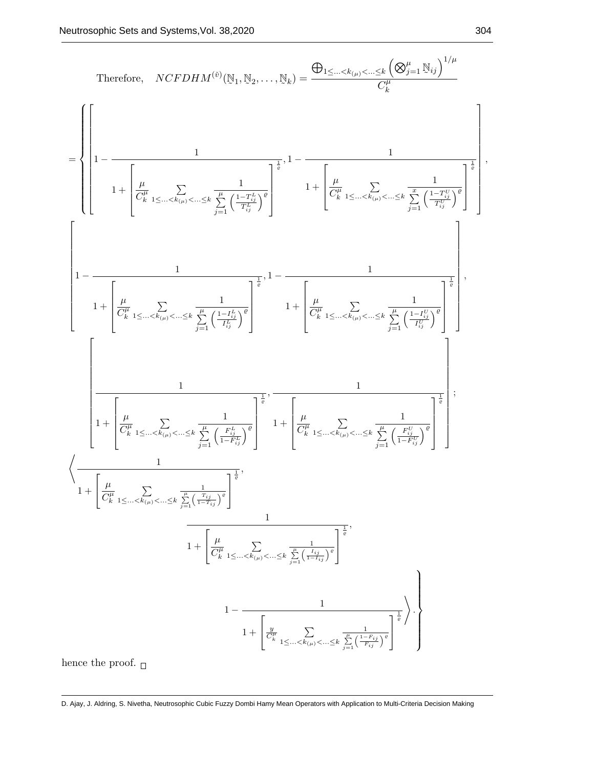Therefore, $NCFDHM^{(\breve{v})}(\underset{\sim}{\mathbb{N}}_1, \underset{\sim}{\mathbb{N}}_2, \ldots, \underset{\sim}{\mathbb{N}}_k) = \dfrac{\bigoplus_{1\leq\ldots<k_{(\mu)}<\ldots\leq k}\left(\bigotimes_{j=1}^{\mu}\underset{\sim}{\mathbb{N}}_{ij}\right)^{1/\mu}}{C_k^{\mu}}$

$$
= \left\{ \left[ 1 - \frac{1}{1+\left[\dfrac{\mu}{C_k^{\mu}} \sum\limits_{1\leq\ldots<k_{(\mu)}<\ldots\leq k} \dfrac{1}{\sum\limits_{j=1}^{\mu}\left(\frac{1-T_{ij}^L}{T_{ij}^L}\right)^{\varrho}}\right]^{\frac{1}{\varrho}}}, 1 - \frac{1}{1+\left[\dfrac{\mu}{C_k^{\mu}} \sum\limits_{1\leq\ldots<k_{(\mu)}<\ldots\leq k} \dfrac{1}{\sum\limits_{j=1}^{x}\left(\frac{1-T_{ij}^U}{T_{ij}^U}\right)^{\varrho}}\right]^{\frac{1}{\varrho}}} \right], \right.
$$

$$
\left[ 1 - \frac{1}{1+\left[\dfrac{\mu}{C_k^{\mu}} \sum\limits_{1\leq\ldots<k_{(\mu)}<\ldots\leq k} \dfrac{1}{\sum\limits_{j=1}^{\mu}\left(\frac{1-I_{ij}^L}{I_{ij}^L}\right)^{\varrho}}\right]^{\frac{1}{\varrho}}}, 1 - \frac{1}{1+\left[\dfrac{\mu}{C_k^{\mu}} \sum\limits_{1\leq\ldots<k_{(\mu)}<\ldots\leq k} \dfrac{1}{\sum\limits_{j=1}^{\mu}\left(\frac{1-I_{ij}^U}{I_{ij}^U}\right)^{\varrho}}\right]^{\frac{1}{\varrho}}} \right],
$$

$$
\left[ \frac{1}{1+\left[\dfrac{\mu}{C_k^{\mu}} \sum\limits_{1\leq\ldots<k_{(\mu)}<\ldots\leq k} \dfrac{1}{\sum\limits_{j=1}^{\mu}\left(\frac{F_{ij}^L}{1-F_{ij}^L}\right)^{\varrho}}\right]^{\frac{1}{\varrho}}}, \frac{1}{1+\left[\dfrac{\mu}{C_k^{\mu}} \sum\limits_{1\leq\ldots<k_{(\mu)}<\ldots\leq k} \dfrac{1}{\sum\limits_{j=1}^{\mu}\left(\frac{F_{ij}^U}{1-F_{ij}^U}\right)^{\varrho}}\right]^{\frac{1}{\varrho}}} \right];
$$

$$
\left\langle \frac{1}{1+\left[\dfrac{\mu}{C_k^{\mu}} \sum\limits_{1\leq\ldots<k_{(\mu)}<\ldots\leq k} \dfrac{1}{\sum\limits_{j=1}^{\mu}\left(\frac{T_{ij}}{1-T_{ij}}\right)^{\varrho}}\right]^{\frac{1}{\varrho}}}, \right.
$$

$$
\frac{1}{1+\left[\dfrac{\mu}{C_k^{\mu}} \sum\limits_{1\leq\ldots<k_{(\mu)}<\ldots\leq k} \dfrac{1}{\sum\limits_{j=1}^{\mu}\left(\frac{I_{ij}}{1-I_{ij}}\right)^{\varrho}}\right]^{\frac{1}{\varrho}}},
$$

$$
\left. \left. 1 - \frac{1}{1+\left[\dfrac{y}{C_k^{\mu}} \sum\limits_{1\leq\ldots<k_{(\mu)}<\ldots\leq k} \dfrac{1}{\sum\limits_{j=1}^{\mu}\left(\frac{1-F_{ij}}{F_{ij}}\right)^{\varrho}}\right]^{\frac{1}{\varrho}}} \right\rangle . \right\}
$$

hence the proof. □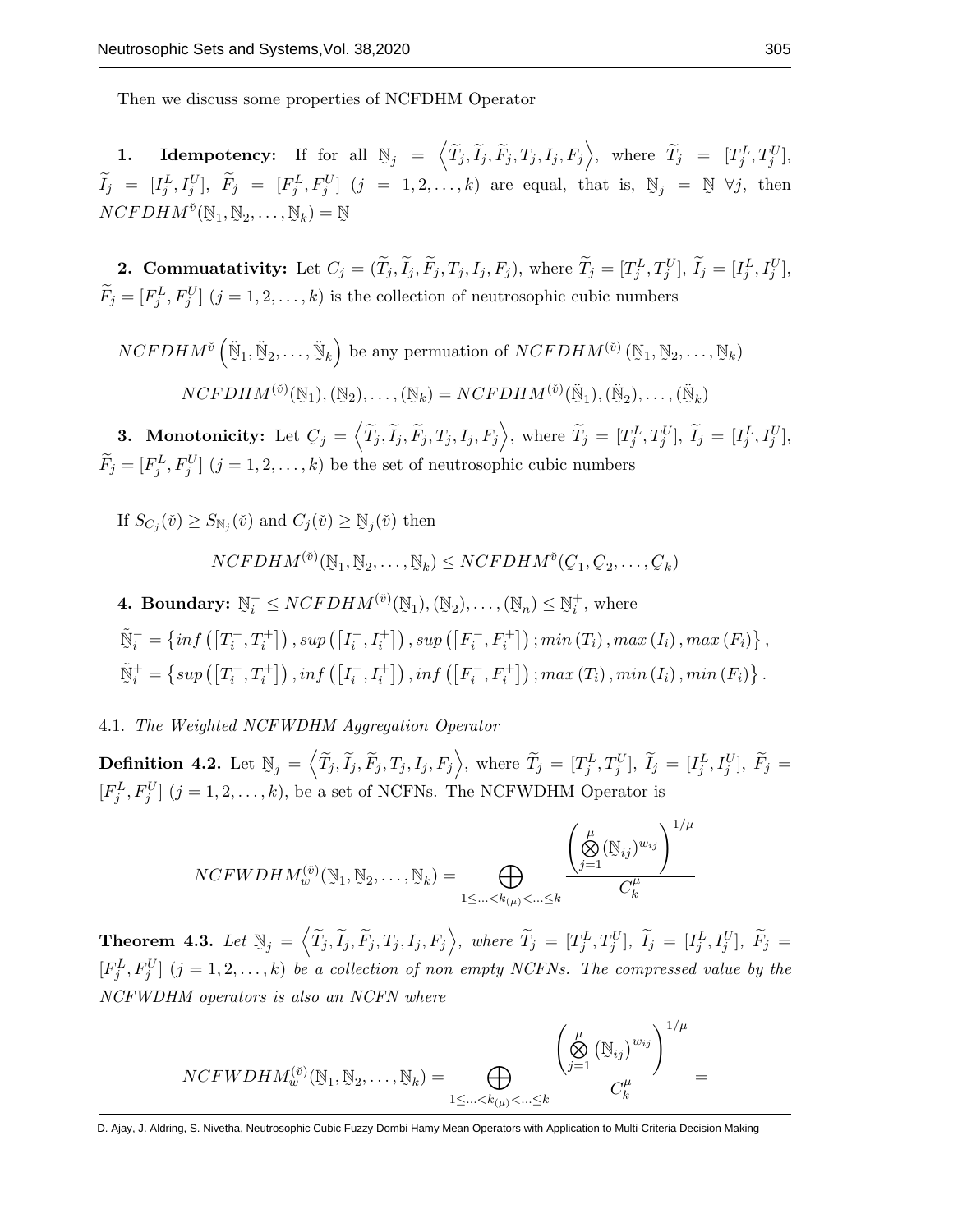Then we discuss some properties of NCFDHM Operator

**1. Idempotency:** If for all $\underset{\sim}{\mathbb{N}}_j = \left\langle \widetilde{T}_j, \widetilde{I}_j, \widetilde{F}_j, T_j, I_j, F_j \right\rangle$, where $\widetilde{T}_j = [T_j^L, T_j^U]$, $\widetilde{I}_j = [I_j^L, I_j^U]$, $\widetilde{F}_j = [F_j^L, F_j^U]$ $(j = 1, 2, \ldots, k)$ are equal, that is, $\underset{\sim}{\mathbb{N}}_j = \underset{\sim}{\mathbb{N}}$ $\forall j$, then $NCFDHM^{\check{v}}(\underset{\sim}{\mathbb{N}}_1, \underset{\sim}{\mathbb{N}}_2, \ldots, \underset{\sim}{\mathbb{N}}_k) = \underset{\sim}{\mathbb{N}}$

**2. Commuatativity:** Let $C_j = (\widetilde{T}_j, \widetilde{I}_j, \widetilde{F}_j, T_j, I_j, F_j)$, where $\widetilde{T}_j = [T_j^L, T_j^U]$, $\widetilde{I}_j = [I_j^L, I_j^U]$, $\widetilde{F}_j = [F_j^L, F_j^U]$ $(j = 1, 2, \ldots, k)$ is the collection of neutrosophic cubic numbers

$NCFDHM^{\check{v}}\left(\ddot{\underset{\sim}{\mathbb{N}}}_1, \ddot{\underset{\sim}{\mathbb{N}}}_2, \ldots, \ddot{\underset{\sim}{\mathbb{N}}}_k\right)$ be any permuation of $NCFDHM^{(\check{v})}\left(\underset{\sim}{\mathbb{N}}_1, \underset{\sim}{\mathbb{N}}_2, \ldots, \underset{\sim}{\mathbb{N}}_k\right)$

$$NCFDHM^{(\check{v})}(\underset{\sim}{\mathbb{N}}_1), (\underset{\sim}{\mathbb{N}}_2), \ldots, (\underset{\sim}{\mathbb{N}}_k) = NCFDHM^{(\check{v})}(\ddot{\underset{\sim}{\mathbb{N}}}_1), (\ddot{\underset{\sim}{\mathbb{N}}}_2), \ldots, (\ddot{\underset{\sim}{\mathbb{N}}}_k)$$

**3. Monotonicity:** Let $\underset{\sim}{C}_j = \left\langle \widetilde{T}_j, \widetilde{I}_j, \widetilde{F}_j, T_j, I_j, F_j \right\rangle$, where $\widetilde{T}_j = [T_j^L, T_j^U]$, $\widetilde{I}_j = [I_j^L, I_j^U]$, $\widetilde{F}_j = [F_j^L, F_j^U]$ $(j = 1, 2, \ldots, k)$ be the set of neutrosophic cubic numbers

If $S_{C_j}(\check{v}) \geq S_{\underset{\sim}{\mathbb{N}}_j}(\check{v})$ and $C_j(\check{v}) \geq \underset{\sim}{\mathbb{N}}_j(\check{v})$ then

$$NCFDHM^{(\check{v})}(\underset{\sim}{\mathbb{N}}_1, \underset{\sim}{\mathbb{N}}_2, \ldots, \underset{\sim}{\mathbb{N}}_k) \leq NCFDHM^{\check{v}}(\underset{\sim}{C}_1, \underset{\sim}{C}_2, \ldots, \underset{\sim}{C}_k)$$

**4. Boundary:** $\underset{\sim}{\mathbb{N}}_i^- \leq NCFDHM^{(\check{v})}(\underset{\sim}{\mathbb{N}}_1), (\underset{\sim}{\mathbb{N}}_2), \ldots, (\underset{\sim}{\mathbb{N}}_n) \leq \underset{\sim}{\mathbb{N}}_i^+$, where

$\tilde{\underset{\sim}{\mathbb{N}}}_i^- = \left\{ inf\left(\left[T_i^-, T_i^+\right]\right), sup\left(\left[I_i^-, I_i^+\right]\right), sup\left(\left[F_i^-, F_i^+\right]\right); min\left(T_i\right), max\left(I_i\right), max\left(F_i\right) \right\}$,

$\tilde{\underset{\sim}{\mathbb{N}}}_i^+ = \left\{ sup\left(\left[T_i^-, T_i^+\right]\right), inf\left(\left[I_i^-, I_i^+\right]\right), inf\left(\left[F_i^-, F_i^+\right]\right); max\left(T_i\right), min\left(I_i\right), min\left(F_i\right) \right\}$.

### 4.1. *The Weighted NCFWDHM Aggregation Operator*

**Definition 4.2.** Let $\underset{\sim}{\mathbb{N}}_j = \left\langle \widetilde{T}_j, \widetilde{I}_j, \widetilde{F}_j, T_j, I_j, F_j \right\rangle$, where $\widetilde{T}_j = [T_j^L, T_j^U]$, $\widetilde{I}_j = [I_j^L, I_j^U]$, $\widetilde{F}_j = [F_j^L, F_j^U]$ $(j = 1, 2, \ldots, k)$, be a set of NCFNs. The NCFWDHM Operator is

$$NCFWDHM_w^{(\check{v})}(\underset{\sim}{\mathbb{N}}_1, \underset{\sim}{\mathbb{N}}_2, \ldots, \underset{\sim}{\mathbb{N}}_k) = \bigoplus_{1 \leq \ldots < k_{(\mu)} < \ldots \leq k} \frac{\left( \bigotimes_{j=1}^{\mu} (\underset{\sim}{\mathbb{N}}_{ij})^{w_{ij}} \right)^{1/\mu}}{C_k^{\mu}}$$

**Theorem 4.3.** *Let $\underset{\sim}{\mathbb{N}}_j = \left\langle \widetilde{T}_j, \widetilde{I}_j, \widetilde{F}_j, T_j, I_j, F_j \right\rangle$, where $\widetilde{T}_j = [T_j^L, T_j^U]$, $\widetilde{I}_j = [I_j^L, I_j^U]$, $\widetilde{F}_j = [F_j^L, F_j^U]$ $(j = 1, 2, \ldots, k)$ be a collection of non empty NCFNs. The compressed value by the NCFWDHM operators is also an NCFN where*

$$NCFWDHM_w^{(\check{v})}(\underset{\sim}{\mathbb{N}}_1, \underset{\sim}{\mathbb{N}}_2, \ldots, \underset{\sim}{\mathbb{N}}_k) = \bigoplus_{1 \leq \ldots < k_{(\mu)} < \ldots \leq k} \frac{\left( \bigotimes_{j=1}^{\mu} \left(\underset{\sim}{\mathbb{N}}_{ij}\right)^{w_{ij}} \right)^{1/\mu}}{C_k^{\mu}} =$$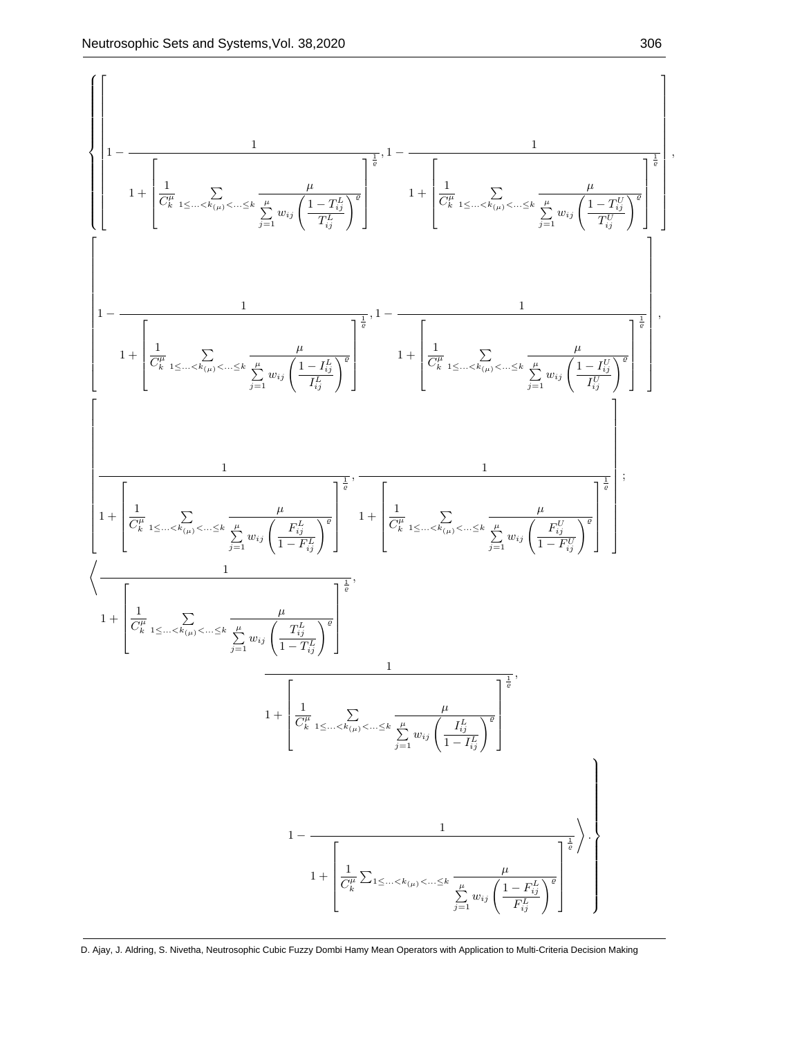$$
\left\{
\begin{array}{l}
\left[ 1 - \dfrac{1}{1 + \left[ \dfrac{1}{C_k^{\mu}} \sum\limits_{1 \leq \ldots < k_{(\mu)} < \ldots \leq k} \dfrac{\mu}{\sum\limits_{j=1}^{\mu} w_{ij} \left( \dfrac{1 - T_{ij}^{L}}{T_{ij}^{L}} \right)^{\varrho}} \right]^{\frac{1}{\varrho}}}, 1 - \dfrac{1}{1 + \left[ \dfrac{1}{C_k^{\mu}} \sum\limits_{1 \leq \ldots < k_{(\mu)} < \ldots \leq k} \dfrac{\mu}{\sum\limits_{j=1}^{\mu} w_{ij} \left( \dfrac{1 - T_{ij}^{U}}{T_{ij}^{U}} \right)^{\varrho}} \right]^{\frac{1}{\varrho}}} \right], \\[6ex]
\left[ 1 - \dfrac{1}{1 + \left[ \dfrac{1}{C_k^{\mu}} \sum\limits_{1 \leq \ldots < k_{(\mu)} < \ldots \leq k} \dfrac{\mu}{\sum\limits_{j=1}^{\mu} w_{ij} \left( \dfrac{1 - I_{ij}^{L}}{I_{ij}^{L}} \right)^{\varrho}} \right]^{\frac{1}{\varrho}}}, 1 - \dfrac{1}{1 + \left[ \dfrac{1}{C_k^{\mu}} \sum\limits_{1 \leq \ldots < k_{(\mu)} < \ldots \leq k} \dfrac{\mu}{\sum\limits_{j=1}^{\mu} w_{ij} \left( \dfrac{1 - I_{ij}^{U}}{I_{ij}^{U}} \right)^{\varrho}} \right]^{\frac{1}{\varrho}}} \right], \\[6ex]
\left[ \dfrac{1}{1 + \left[ \dfrac{1}{C_k^{\mu}} \sum\limits_{1 \leq \ldots < k_{(\mu)} < \ldots \leq k} \dfrac{\mu}{\sum\limits_{j=1}^{\mu} w_{ij} \left( \dfrac{F_{ij}^{L}}{1 - F_{ij}^{L}} \right)^{\varrho}} \right]^{\frac{1}{\varrho}}}, \dfrac{1}{1 + \left[ \dfrac{1}{C_k^{\mu}} \sum\limits_{1 \leq \ldots < k_{(\mu)} < \ldots \leq k} \dfrac{\mu}{\sum\limits_{j=1}^{\mu} w_{ij} \left( \dfrac{F_{ij}^{U}}{1 - F_{ij}^{U}} \right)^{\varrho}} \right]^{\frac{1}{\varrho}}} \right]; \\[6ex]
\left\langle \dfrac{1}{1 + \left[ \dfrac{1}{C_k^{\mu}} \sum\limits_{1 \leq \ldots < k_{(\mu)} < \ldots \leq k} \dfrac{\mu}{\sum\limits_{j=1}^{\mu} w_{ij} \left( \dfrac{T_{ij}^{L}}{1 - T_{ij}^{L}} \right)^{\varrho}} \right]^{\frac{1}{\varrho}}}, \right. \\[6ex]
\qquad \dfrac{1}{1 + \left[ \dfrac{1}{C_k^{\mu}} \sum\limits_{1 \leq \ldots < k_{(\mu)} < \ldots \leq k} \dfrac{\mu}{\sum\limits_{j=1}^{\mu} w_{ij} \left( \dfrac{I_{ij}^{L}}{1 - I_{ij}^{L}} \right)^{\varrho}} \right]^{\frac{1}{\varrho}}}, \\[6ex]
\qquad \left. 1 - \dfrac{1}{1 + \left[ \dfrac{1}{C_k^{\mu}} \sum_{1 \leq \ldots < k_{(\mu)} < \ldots \leq k} \dfrac{\mu}{\sum\limits_{j=1}^{\mu} w_{ij} \left( \dfrac{1 - F_{ij}^{L}}{F_{ij}^{L}} \right)^{\varrho}} \right]^{\frac{1}{\varrho}}} \right\rangle .
\end{array}
\right\}
$$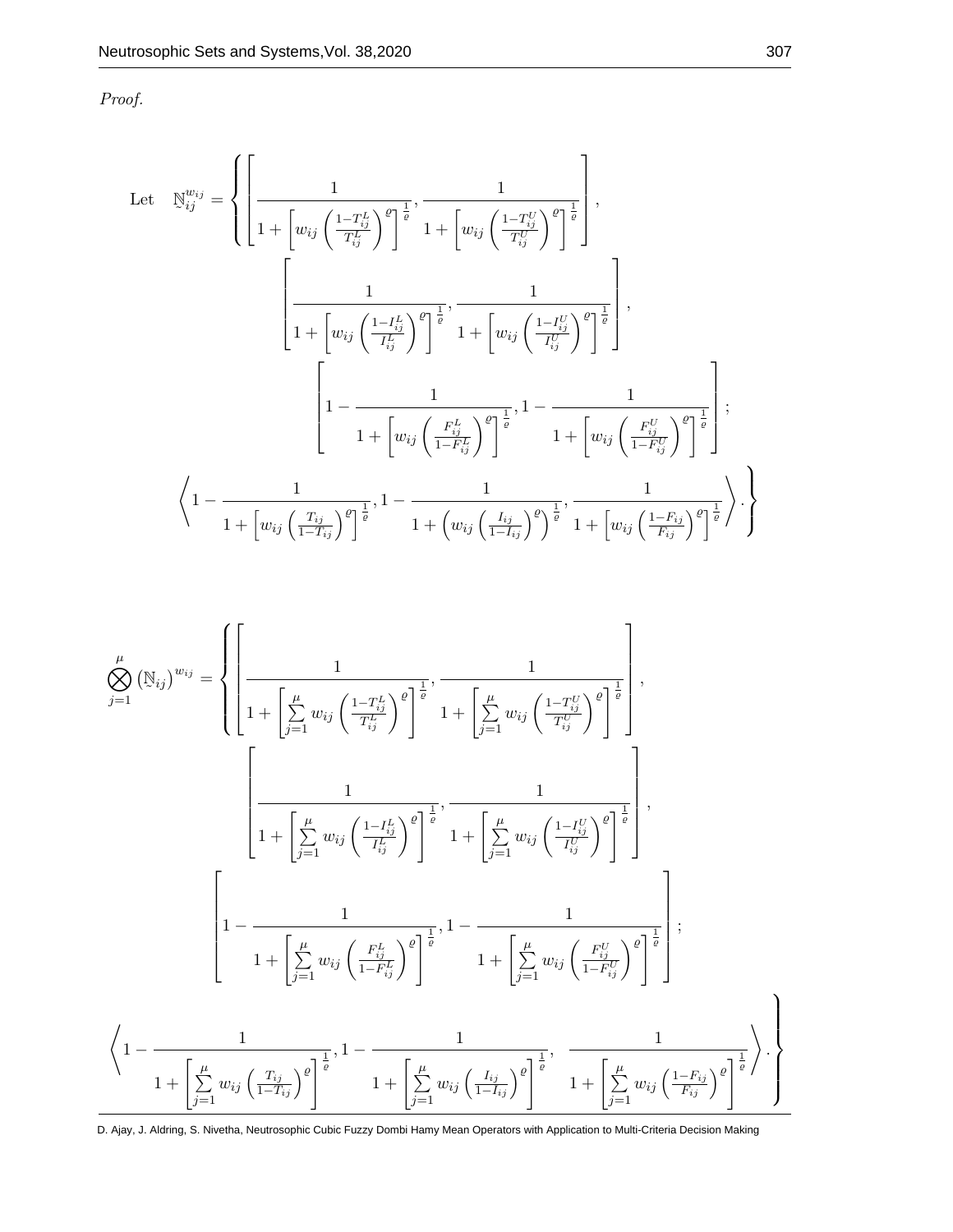*Proof.*

$$
\text{Let} \quad \underset{\sim}{\mathbb{N}}_{ij}^{w_{ij}} = \left\{ \left[ \left[ \frac{1}{1+\left[w_{ij}\left(\frac{1-T_{ij}^{L}}{T_{ij}^{L}}\right)^{\varrho}\right]^{\frac{1}{\varrho}}}, \frac{1}{1+\left[w_{ij}\left(\frac{1-T_{ij}^{U}}{T_{ij}^{U}}\right)^{\varrho}\right]^{\frac{1}{\varrho}}} \right], \right. \right.
$$

$$
\left[ \frac{1}{1+\left[w_{ij}\left(\frac{1-I_{ij}^{L}}{I_{ij}^{L}}\right)^{\varrho}\right]^{\frac{1}{\varrho}}}, \frac{1}{1+\left[w_{ij}\left(\frac{1-I_{ij}^{U}}{I_{ij}^{U}}\right)^{\varrho}\right]^{\frac{1}{\varrho}}} \right],
$$

$$
\left[ 1-\frac{1}{1+\left[w_{ij}\left(\frac{F_{ij}^{L}}{1-F_{ij}^{L}}\right)^{\varrho}\right]^{\frac{1}{\varrho}}}, 1-\frac{1}{1+\left[w_{ij}\left(\frac{F_{ij}^{U}}{1-F_{ij}^{U}}\right)^{\varrho}\right]^{\frac{1}{\varrho}}} \right];
$$

$$
\left. \left\langle 1-\frac{1}{1+\left[w_{ij}\left(\frac{T_{ij}}{1-T_{ij}}\right)^{\varrho}\right]^{\frac{1}{\varrho}}}, 1-\frac{1}{1+\left(w_{ij}\left(\frac{I_{ij}}{1-I_{ij}}\right)^{\varrho}\right)^{\frac{1}{\varrho}}}, \frac{1}{1+\left[w_{ij}\left(\frac{1-F_{ij}}{F_{ij}}\right)^{\varrho}\right]^{\frac{1}{\varrho}}} \right\rangle . \right\}
$$

$$
\bigotimes_{j=1}^{\mu} \left(\underset{\sim}{\mathbb{N}}_{ij}\right)^{w_{ij}} = \left\{ \left[ \left[ \frac{1}{1+\left[\sum\limits_{j=1}^{\mu} w_{ij}\left(\frac{1-T_{ij}^{L}}{T_{ij}^{L}}\right)^{\varrho}\right]^{\frac{1}{\varrho}}}, \frac{1}{1+\left[\sum\limits_{j=1}^{\mu} w_{ij}\left(\frac{1-T_{ij}^{U}}{T_{ij}^{U}}\right)^{\varrho}\right]^{\frac{1}{\varrho}}} \right], \right. \right.
$$

$$
\left[ \frac{1}{1+\left[\sum\limits_{j=1}^{\mu} w_{ij}\left(\frac{1-I_{ij}^{L}}{I_{ij}^{L}}\right)^{\varrho}\right]^{\frac{1}{\varrho}}}, \frac{1}{1+\left[\sum\limits_{j=1}^{\mu} w_{ij}\left(\frac{1-I_{ij}^{U}}{I_{ij}^{U}}\right)^{\varrho}\right]^{\frac{1}{\varrho}}} \right],
$$

$$
\left[ 1-\frac{1}{1+\left[\sum\limits_{j=1}^{\mu} w_{ij}\left(\frac{F_{ij}^{L}}{1-F_{ij}^{L}}\right)^{\varrho}\right]^{\frac{1}{\varrho}}}, 1-\frac{1}{1+\left[\sum\limits_{j=1}^{\mu} w_{ij}\left(\frac{F_{ij}^{U}}{1-F_{ij}^{U}}\right)^{\varrho}\right]^{\frac{1}{\varrho}}} \right];
$$

$$
\left. \left\langle 1-\frac{1}{1+\left[\sum\limits_{j=1}^{\mu} w_{ij}\left(\frac{T_{ij}}{1-T_{ij}}\right)^{\varrho}\right]^{\frac{1}{\varrho}}}, 1-\frac{1}{1+\left[\sum\limits_{j=1}^{\mu} w_{ij}\left(\frac{I_{ij}}{1-I_{ij}}\right)^{\varrho}\right]^{\frac{1}{\varrho}}}, \frac{1}{1+\left[\sum\limits_{j=1}^{\mu} w_{ij}\left(\frac{1-F_{ij}}{F_{ij}}\right)^{\varrho}\right]^{\frac{1}{\varrho}}} \right\rangle . \right\}
$$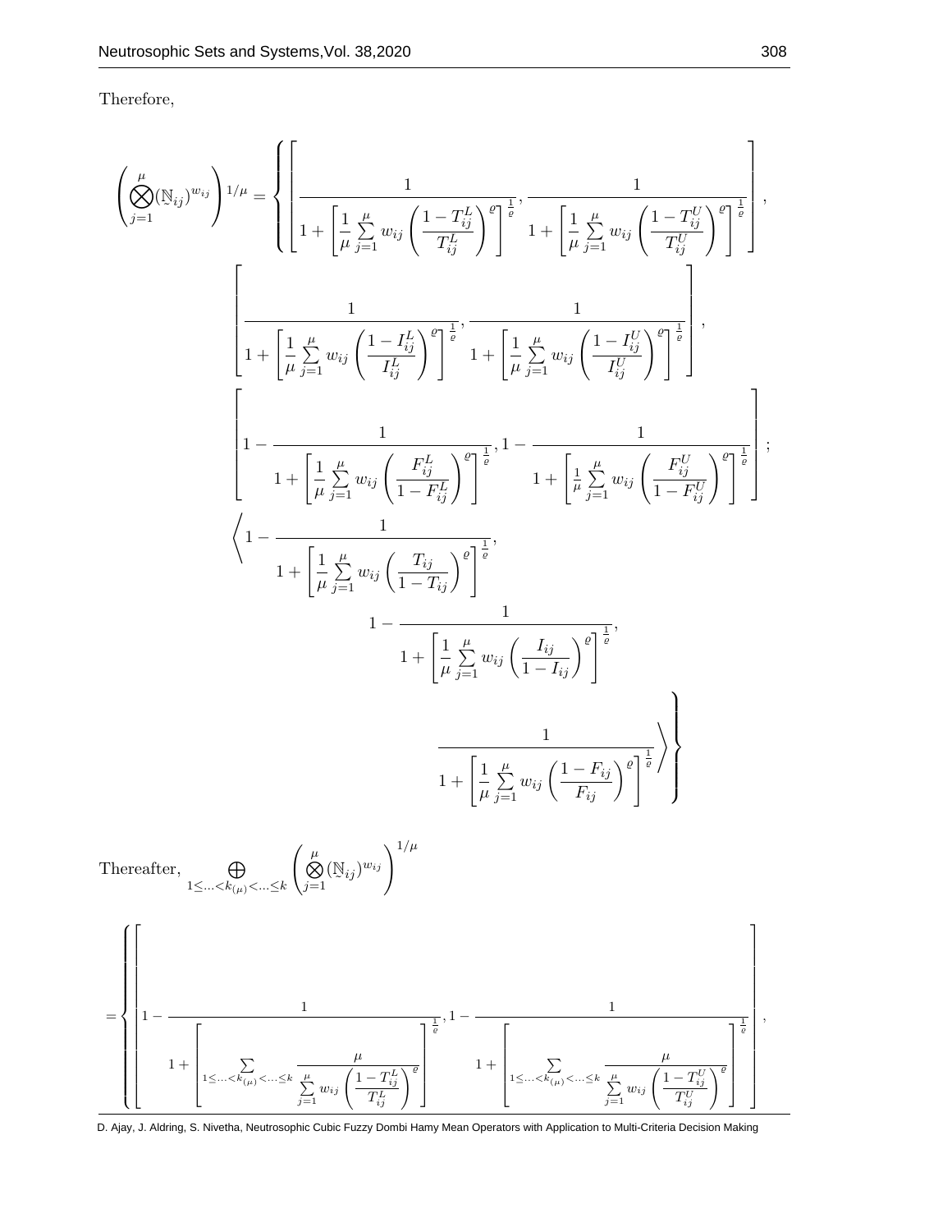Therefore,

$$\left(\bigotimes_{j=1}^{\mu}(\mathbb{N}_{ij})^{w_{ij}}\right)^{1/\mu} = \left\{\left[\frac{1}{1+\left[\frac{1}{\mu}\sum_{j=1}^{\mu} w_{ij}\left(\frac{1-T_{ij}^{L}}{T_{ij}^{L}}\right)^{\varrho}\right]^{\frac{1}{\varrho}}}, \frac{1}{1+\left[\frac{1}{\mu}\sum_{j=1}^{\mu} w_{ij}\left(\frac{1-T_{ij}^{U}}{T_{ij}^{U}}\right)^{\varrho}\right]^{\frac{1}{\varrho}}}\right],\right.$$

$$\left[\frac{1}{1+\left[\frac{1}{\mu}\sum_{j=1}^{\mu} w_{ij}\left(\frac{1-I_{ij}^{L}}{I_{ij}^{L}}\right)^{\varrho}\right]^{\frac{1}{\varrho}}}, \frac{1}{1+\left[\frac{1}{\mu}\sum_{j=1}^{\mu} w_{ij}\left(\frac{1-I_{ij}^{U}}{I_{ij}^{U}}\right)^{\varrho}\right]^{\frac{1}{\varrho}}}\right],$$

$$\left[1-\frac{1}{1+\left[\frac{1}{\mu}\sum_{j=1}^{\mu} w_{ij}\left(\frac{F_{ij}^{L}}{1-F_{ij}^{L}}\right)^{\varrho}\right]^{\frac{1}{\varrho}}}, 1-\frac{1}{1+\left[\frac{1}{\mu}\sum_{j=1}^{\mu} w_{ij}\left(\frac{F_{ij}^{U}}{1-F_{ij}^{U}}\right)^{\varrho}\right]^{\frac{1}{\varrho}}}\right];$$

$$\left\langle 1-\frac{1}{1+\left[\frac{1}{\mu}\sum_{j=1}^{\mu} w_{ij}\left(\frac{T_{ij}}{1-T_{ij}}\right)^{\varrho}\right]^{\frac{1}{\varrho}}},\right.$$

$$1-\frac{1}{1+\left[\frac{1}{\mu}\sum_{j=1}^{\mu} w_{ij}\left(\frac{I_{ij}}{1-I_{ij}}\right)^{\varrho}\right]^{\frac{1}{\varrho}}},$$

$$\left.\left.\frac{1}{1+\left[\frac{1}{\mu}\sum_{j=1}^{\mu} w_{ij}\left(\frac{1-F_{ij}}{F_{ij}}\right)^{\varrho}\right]^{\frac{1}{\varrho}}}\right\rangle\right\}$$

Thereafter, $\bigoplus_{1\leq\ldots<k_{(\mu)}<\ldots\leq k}\left(\bigotimes_{j=1}^{\mu}(\mathbb{N}_{ij})^{w_{ij}}\right)^{1/\mu}$

$$=\left\{\left[1-\frac{1}{1+\left[\sum_{1\leq\ldots<k_{(\mu)}<\ldots\leq k}\frac{\mu}{\sum_{j=1}^{\mu} w_{ij}\left(\frac{1-T_{ij}^{L}}{T_{ij}^{L}}\right)^{\varrho}}\right]^{\frac{1}{\varrho}}}, 1-\frac{1}{1+\left[\sum_{1\leq\ldots<k_{(\mu)}<\ldots\leq k}\frac{\mu}{\sum_{j=1}^{\mu} w_{ij}\left(\frac{1-T_{ij}^{U}}{T_{ij}^{U}}\right)^{\varrho}}\right]^{\frac{1}{\varrho}}}\right],\right.$$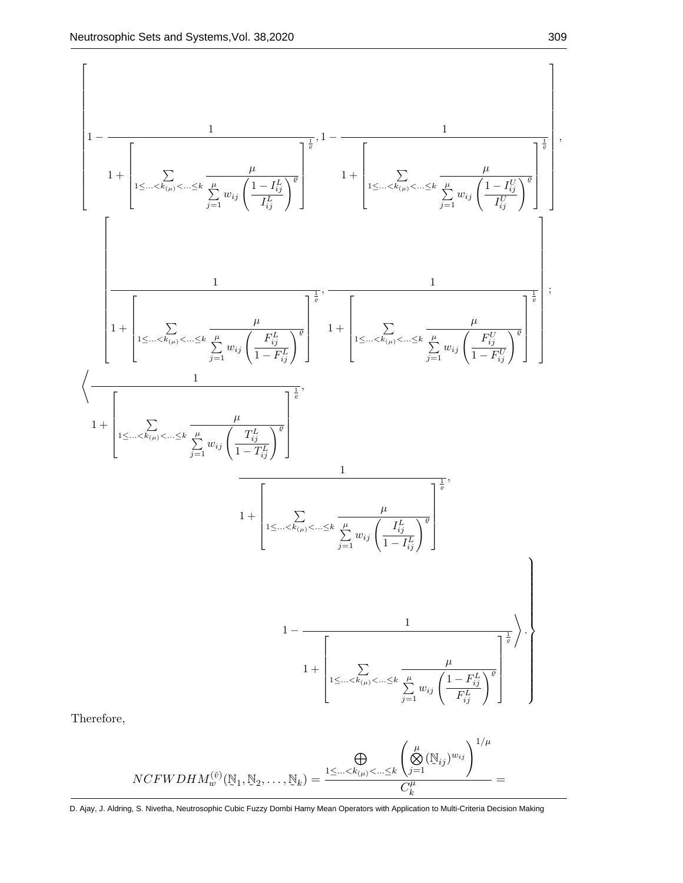$$
\left[ 1 - \frac{1}{1 + \left[ \sum\limits_{1 \leq \ldots < k_{(\mu)} < \ldots \leq k} \frac{\mu}{\sum\limits_{j=1}^{\mu} w_{ij} \left( \frac{1 - I_{ij}^{L}}{I_{ij}^{L}} \right)^{\varrho}} \right]^{\frac{1}{\varrho}}}, 1 - \frac{1}{1 + \left[ \sum\limits_{1 \leq \ldots < k_{(\mu)} < \ldots \leq k} \frac{\mu}{\sum\limits_{j=1}^{\mu} w_{ij} \left( \frac{1 - I_{ij}^{U}}{I_{ij}^{U}} \right)^{\varrho}} \right]^{\frac{1}{\varrho}}} \right],
$$

$$
\left[ \frac{1}{1 + \left[ \sum\limits_{1 \leq \ldots < k_{(\mu)} < \ldots \leq k} \frac{\mu}{\sum\limits_{j=1}^{\mu} w_{ij} \left( \frac{F_{ij}^{L}}{1 - F_{ij}^{L}} \right)^{\varrho}} \right]^{\frac{1}{\varrho}}}, \frac{1}{1 + \left[ \sum\limits_{1 \leq \ldots < k_{(\mu)} < \ldots \leq k} \frac{\mu}{\sum\limits_{j=1}^{\mu} w_{ij} \left( \frac{F_{ij}^{U}}{1 - F_{ij}^{U}} \right)^{\varrho}} \right]^{\frac{1}{\varrho}}} \right];
$$

$$
\left\langle \frac{1}{1 + \left[ \sum\limits_{1 \leq \ldots < k_{(\mu)} < \ldots \leq k} \frac{\mu}{\sum\limits_{j=1}^{\mu} w_{ij} \left( \frac{T_{ij}^{L}}{1 - T_{ij}^{L}} \right)^{\varrho}} \right]^{\frac{1}{\varrho}}}, \right.
$$

$$
\frac{1}{1 + \left[ \sum\limits_{1 \leq \ldots < k_{(\mu)} < \ldots \leq k} \frac{\mu}{\sum\limits_{j=1}^{\mu} w_{ij} \left( \frac{I_{ij}^{L}}{1 - I_{ij}^{L}} \right)^{\varrho}} \right]^{\frac{1}{\varrho}}},
$$

$$
\left. 1 - \frac{1}{1 + \left[ \sum\limits_{1 \leq \ldots < k_{(\mu)} < \ldots \leq k} \frac{\mu}{\sum\limits_{j=1}^{\mu} w_{ij} \left( \frac{1 - F_{ij}^{L}}{F_{ij}^{L}} \right)^{\varrho}} \right]^{\frac{1}{\varrho}}} \right\rangle. \Bigg\}
$$

Therefore,

$$
NCFWDHM_{w}^{(\breve{v})}(\mathbb{N}_1, \mathbb{N}_2, \ldots, \mathbb{N}_k) = \frac{\bigoplus\limits_{1 \leq \ldots < k_{(\mu)} < \ldots \leq k} \left( \bigotimes\limits_{j=1}^{\mu} (\mathbb{N}_{ij})^{w_{ij}} \right)^{1/\mu}}{C_k^{\mu}} =
$$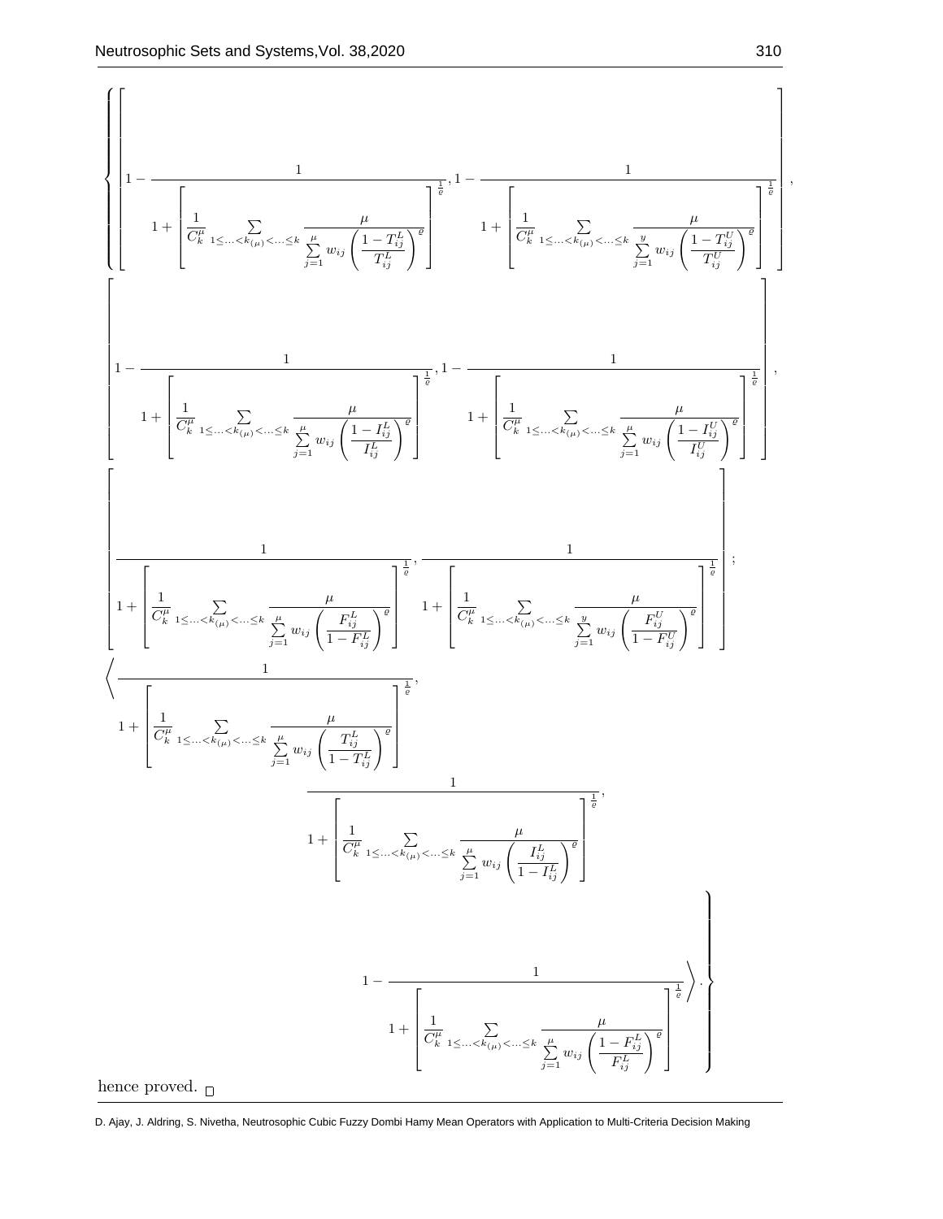$$
\left\{ \left[ 1 - \frac{1}{1 + \left[ \frac{1}{C_k^{\mu}} \sum_{1 \leq \ldots < k_{(\mu)} < \ldots \leq k} \frac{\mu}{\sum_{j=1}^{\mu} w_{ij} \left( \frac{1 - T_{ij}^L}{T_{ij}^L} \right)^{\varrho}} \right]^{\frac{1}{\varrho}}}, 1 - \frac{1}{1 + \left[ \frac{1}{C_k^{\mu}} \sum_{1 \leq \ldots < k_{(\mu)} < \ldots \leq k} \frac{\mu}{\sum_{j=1}^{y} w_{ij} \left( \frac{1 - T_{ij}^U}{T_{ij}^U} \right)^{\varrho}} \right]^{\frac{1}{\varrho}}} \right], \right.
$$

$$
\left[ 1 - \frac{1}{1 + \left[ \frac{1}{C_k^{\mu}} \sum_{1 \leq \ldots < k_{(\mu)} < \ldots \leq k} \frac{\mu}{\sum_{j=1}^{\mu} w_{ij} \left( \frac{1 - I_{ij}^L}{I_{ij}^L} \right)^{\varrho}} \right]^{\frac{1}{\varrho}}}, 1 - \frac{1}{1 + \left[ \frac{1}{C_k^{\mu}} \sum_{1 \leq \ldots < k_{(\mu)} < \ldots \leq k} \frac{\mu}{\sum_{j=1}^{\mu} w_{ij} \left( \frac{1 - I_{ij}^U}{I_{ij}^U} \right)^{\varrho}} \right]^{\frac{1}{\varrho}}} \right],
$$

$$
\left[ \frac{1}{1 + \left[ \frac{1}{C_k^{\mu}} \sum_{1 \leq \ldots < k_{(\mu)} < \ldots \leq k} \frac{\mu}{\sum_{j=1}^{\mu} w_{ij} \left( \frac{F_{ij}^L}{1 - F_{ij}^L} \right)^{\varrho}} \right]^{\frac{1}{\varrho}}}, \frac{1}{1 + \left[ \frac{1}{C_k^{\mu}} \sum_{1 \leq \ldots < k_{(\mu)} < \ldots \leq k} \frac{\mu}{\sum_{j=1}^{y} w_{ij} \left( \frac{F_{ij}^U}{1 - F_{ij}^U} \right)^{\varrho}} \right]^{\frac{1}{\varrho}}} \right];
$$

$$
\left\langle \frac{1}{1 + \left[ \frac{1}{C_k^{\mu}} \sum_{1 \leq \ldots < k_{(\mu)} < \ldots \leq k} \frac{\mu}{\sum_{j=1}^{\mu} w_{ij} \left( \frac{T_{ij}^L}{1 - T_{ij}^L} \right)^{\varrho}} \right]^{\frac{1}{\varrho}}}, \right.
$$

$$
\frac{1}{1 + \left[ \frac{1}{C_k^{\mu}} \sum_{1 \leq \ldots < k_{(\mu)} < \ldots \leq k} \frac{\mu}{\sum_{j=1}^{\mu} w_{ij} \left( \frac{I_{ij}^L}{1 - I_{ij}^L} \right)^{\varrho}} \right]^{\frac{1}{\varrho}}},
$$

$$
\left. \left. 1 - \frac{1}{1 + \left[ \frac{1}{C_k^{\mu}} \sum_{1 \leq \ldots < k_{(\mu)} < \ldots \leq k} \frac{\mu}{\sum_{j=1}^{\mu} w_{ij} \left( \frac{1 - F_{ij}^L}{F_{ij}^L} \right)^{\varrho}} \right]^{\frac{1}{\varrho}}} \right\rangle . \right\}
$$

hence proved. □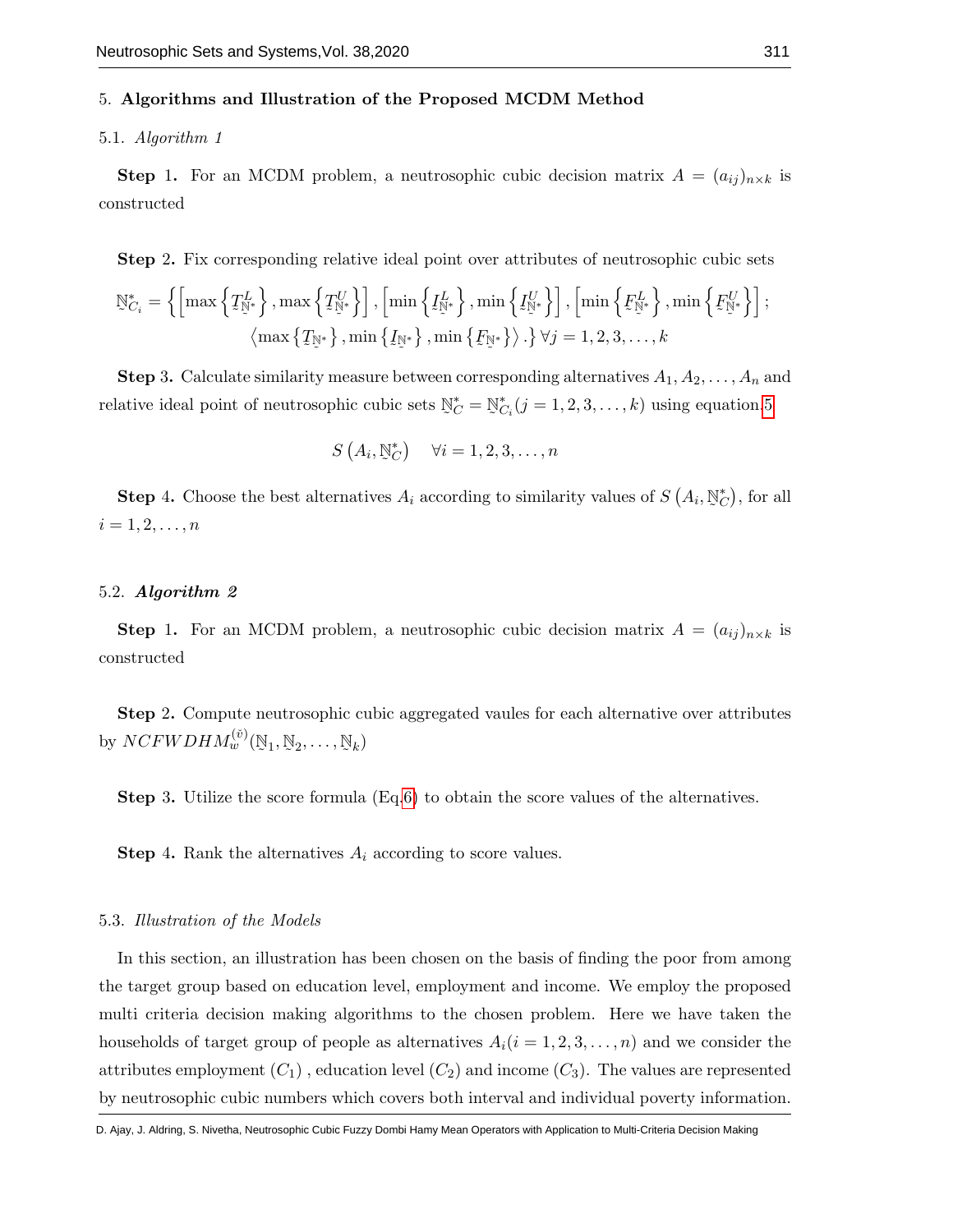## 5. Algorithms and Illustration of the Proposed MCDM Method

### 5.1. *Algorithm 1*

**Step 1.** For an MCDM problem, a neutrosophic cubic decision matrix $A = (a_{ij})_{n \times k}$ is constructed

**Step 2.** Fix corresponding relative ideal point over attributes of neutrosophic cubic sets

$$\underset{\sim}{\mathbb{N}}^*_{C_i} = \left\{ \left[ \max\left\{ \underset{\sim}{T}^L_{\mathbb{N}^*} \right\}, \max\left\{ \underset{\sim}{T}^U_{\mathbb{N}^*} \right\} \right], \left[ \min\left\{ \underset{\sim}{I}^L_{\mathbb{N}^*} \right\}, \min\left\{ \underset{\sim}{I}^U_{\mathbb{N}^*} \right\} \right], \left[ \min\left\{ \underset{\sim}{F}^L_{\mathbb{N}^*} \right\}, \min\left\{ \underset{\sim}{F}^U_{\mathbb{N}^*} \right\} \right]; \\ \left\langle \max\left\{ \underset{\sim}{T}_{\mathbb{N}^*} \right\}, \min\left\{ \underset{\sim}{I}_{\mathbb{N}^*} \right\}, \min\left\{ \underset{\sim}{F}_{\mathbb{N}^*} \right\} \right\rangle . \right\} \forall j = 1, 2, 3, \ldots, k$$

**Step 3.** Calculate similarity measure between corresponding alternatives $A_1, A_2, \ldots, A_n$ and relative ideal point of neutrosophic cubic sets $\underset{\sim}{\mathbb{N}}^*_C = \underset{\sim}{\mathbb{N}}^*_{C_i} (j = 1, 2, 3, \ldots, k)$ using equation 5

$$S\left(A_i, \underset{\sim}{\mathbb{N}}^*_C\right) \quad \forall i = 1, 2, 3, \ldots, n$$

**Step 4.** Choose the best alternatives $A_i$ according to similarity values of $S\left(A_i, \underset{\sim}{\mathbb{N}}^*_C\right)$, for all $i = 1, 2, \ldots, n$

### 5.2. ***Algorithm 2***

**Step 1.** For an MCDM problem, a neutrosophic cubic decision matrix $A = (a_{ij})_{n \times k}$ is constructed

**Step 2.** Compute neutrosophic cubic aggregated vaules for each alternative over attributes by $NCFWDHM^{(\tilde{v})}_w(\mathbb{N}_1, \mathbb{N}_2, \ldots, \mathbb{N}_k)$

**Step 3.** Utilize the score formula (Eq.6) to obtain the score values of the alternatives.

**Step 4.** Rank the alternatives $A_i$ according to score values.

### 5.3. *Illustration of the Models*

In this section, an illustration has been chosen on the basis of finding the poor from among the target group based on education level, employment and income. We employ the proposed multi criteria decision making algorithms to the chosen problem. Here we have taken the households of target group of people as alternatives $A_i (i = 1, 2, 3, \ldots, n)$ and we consider the attributes employment $(C_1)$, education level $(C_2)$ and income $(C_3)$. The values are represented by neutrosophic cubic numbers which covers both interval and individual poverty information.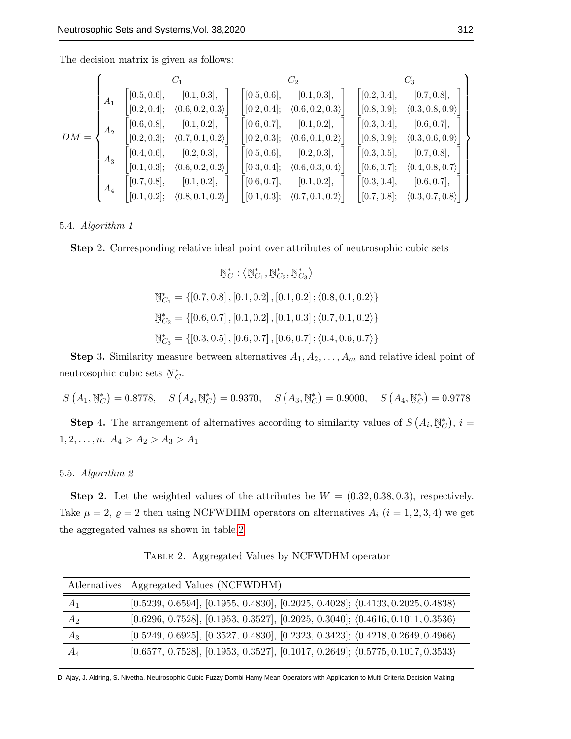The decision matrix is given as follows:

$$
DM = \left\{ \begin{array}{cccc}
 & C_1 & C_2 & C_3 \\
A_1 & \begin{bmatrix} [0.5,0.6], & [0.1,0.3], \\ [0.2,0.4]; & \langle 0.6,0.2,0.3 \rangle \end{bmatrix} & \begin{bmatrix} [0.5,0.6], & [0.1,0.3], \\ [0.2,0.4]; & \langle 0.6,0.2,0.3 \rangle \end{bmatrix} & \begin{bmatrix} [0.2,0.4], & [0.7,0.8], \\ [0.8,0.9]; & \langle 0.3,0.8,0.9 \rangle \end{bmatrix} \\
A_2 & \begin{bmatrix} [0.6,0.8], & [0.1,0.2], \\ [0.2,0.3]; & \langle 0.7,0.1,0.2 \rangle \end{bmatrix} & \begin{bmatrix} [0.6,0.7], & [0.1,0.2], \\ [0.2,0.3]; & \langle 0.6,0.1,0.2 \rangle \end{bmatrix} & \begin{bmatrix} [0.3,0.4], & [0.6,0.7], \\ [0.8,0.9]; & \langle 0.3,0.6,0.9 \rangle \end{bmatrix} \\
A_3 & \begin{bmatrix} [0.4,0.6], & [0.2,0.3], \\ [0.1,0.3]; & \langle 0.6,0.2,0.2 \rangle \end{bmatrix} & \begin{bmatrix} [0.5,0.6], & [0.2,0.3], \\ [0.3,0.4]; & \langle 0.6,0.3,0.4 \rangle \end{bmatrix} & \begin{bmatrix} [0.3,0.5], & [0.7,0.8], \\ [0.6,0.7]; & \langle 0.4,0.8,0.7 \rangle \end{bmatrix} \\
A_4 & \begin{bmatrix} [0.7,0.8], & [0.1,0.2], \\ [0.1,0.2]; & \langle 0.8,0.1,0.2 \rangle \end{bmatrix} & \begin{bmatrix} [0.6,0.7], & [0.1,0.2], \\ [0.1,0.3]; & \langle 0.7,0.1,0.2 \rangle \end{bmatrix} & \begin{bmatrix} [0.3,0.4], & [0.6,0.7], \\ [0.7,0.8]; & \langle 0.3,0.7,0.8 \rangle \end{bmatrix}
\end{array} \right\}
$$

### 5.4. *Algorithm 1*

**Step 2.** Corresponding relative ideal point over attributes of neutrosophic cubic sets

$$\underset{\sim}{\mathbb{N}}_C^* : \left\langle \underset{\sim}{\mathbb{N}}_{C_1}^*, \underset{\sim}{\mathbb{N}}_{C_2}^*, \underset{\sim}{\mathbb{N}}_{C_3}^* \right\rangle$$

$$\underset{\sim}{\mathbb{N}}_{C_1}^* = \{[0.7,0.8], [0.1,0.2], [0.1,0.2]; \langle 0.8,0.1,0.2 \rangle\}$$

$$\underset{\sim}{\mathbb{N}}_{C_2}^* = \{[0.6,0.7], [0.1,0.2], [0.1,0.3]; \langle 0.7,0.1,0.2 \rangle\}$$

$$\underset{\sim}{\mathbb{N}}_{C_3}^* = \{[0.3,0.5], [0.6,0.7], [0.6,0.7]; \langle 0.4,0.6,0.7 \rangle\}$$

**Step 3.** Similarity measure between alternatives $A_1, A_2, \ldots, A_m$ and relative ideal point of neutrosophic cubic sets $\underset{\sim}{N}_C^*$.

$$S\left(A_1, \underset{\sim}{\mathbb{N}}_C^*\right) = 0.8778, \quad S\left(A_2, \underset{\sim}{\mathbb{N}}_C^*\right) = 0.9370, \quad S\left(A_3, \underset{\sim}{\mathbb{N}}_C^*\right) = 0.9000, \quad S\left(A_4, \underset{\sim}{\mathbb{N}}_C^*\right) = 0.9778$$

**Step 4.** The arrangement of alternatives according to similarity values of $S\left(A_i, \underset{\sim}{\mathbb{N}}_C^*\right)$, $i = 1, 2, \ldots, n$. $A_4 > A_2 > A_3 > A_1$

### 5.5. *Algorithm 2*

**Step 2.** Let the weighted values of the attributes be $W = (0.32, 0.38, 0.3)$, respectively. Take $\mu = 2$, $\varrho = 2$ then using NCFWDHM operators on alternatives $A_i$ $(i = 1, 2, 3, 4)$ we get the aggregated values as shown in table 2

TABLE 2. Aggregated Values by NCFWDHM operator

| Atlernatives | Aggregated Values (NCFWDHM) |
|---|---|
| $A_1$ | $[0.5239, 0.6594]$, $[0.1955, 0.4830]$, $[0.2025, 0.4028]$; $\langle 0.4133, 0.2025, 0.4838 \rangle$ |
| $A_2$ | $[0.6296, 0.7528]$, $[0.1953, 0.3527]$, $[0.2025, 0.3040]$; $\langle 0.4616, 0.1011, 0.3536 \rangle$ |
| $A_3$ | $[0.5249, 0.6925]$, $[0.3527, 0.4830]$, $[0.2323, 0.3423]$; $\langle 0.4218, 0.2649, 0.4966 \rangle$ |
| $A_4$ | $[0.6577, 0.7528]$, $[0.1953, 0.3527]$, $[0.1017, 0.2649]$; $\langle 0.5775, 0.1017, 0.3533 \rangle$ |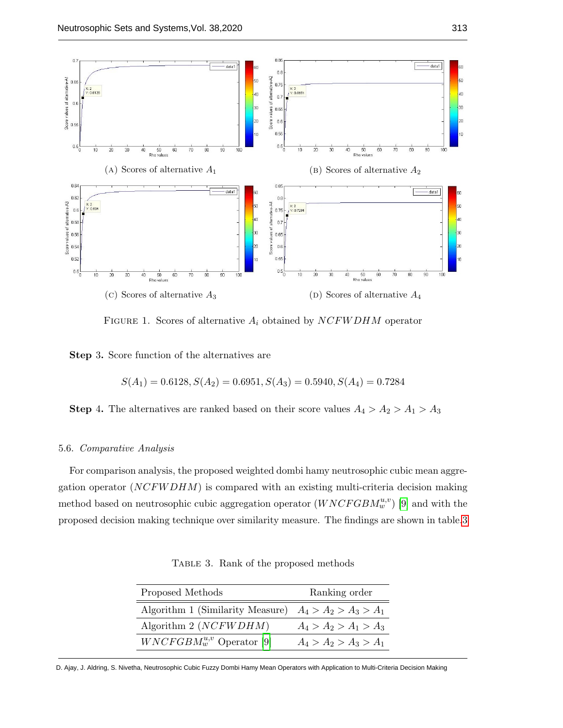(A) Scores of alternative $A_1$

(B) Scores of alternative $A_2$

(C) Scores of alternative $A_3$

(D) Scores of alternative $A_4$

FIGURE 1. Scores of alternative $A_i$ obtained by $NCFWDHM$ operator

**Step 3.** Score function of the alternatives are

$$S(A_1) = 0.6128, S(A_2) = 0.6951, S(A_3) = 0.5940, S(A_4) = 0.7284$$

**Step 4.** The alternatives are ranked based on their score values $A_4 > A_2 > A_1 > A_3$

### 5.6. *Comparative Analysis*

For comparison analysis, the proposed weighted dombi hamy neutrosophic cubic mean aggregation operator ($NCFWDHM$) is compared with an existing multi-criteria decision making method based on neutrosophic cubic aggregation operator ($WNCFGBM_w^{u,v}$) [9] and with the proposed decision making technique over similarity measure. The findings are shown in table 3

TABLE 3. Rank of the proposed methods

| Proposed Methods | Ranking order |
|---|---|
| Algorithm 1 (Similarity Measure) | $A_4 > A_2 > A_3 > A_1$ |
| Algorithm 2 ($NCFWDHM$) | $A_4 > A_2 > A_1 > A_3$ |
| $WNCFGBM_w^{u,v}$ Operator [9] | $A_4 > A_2 > A_3 > A_1$ |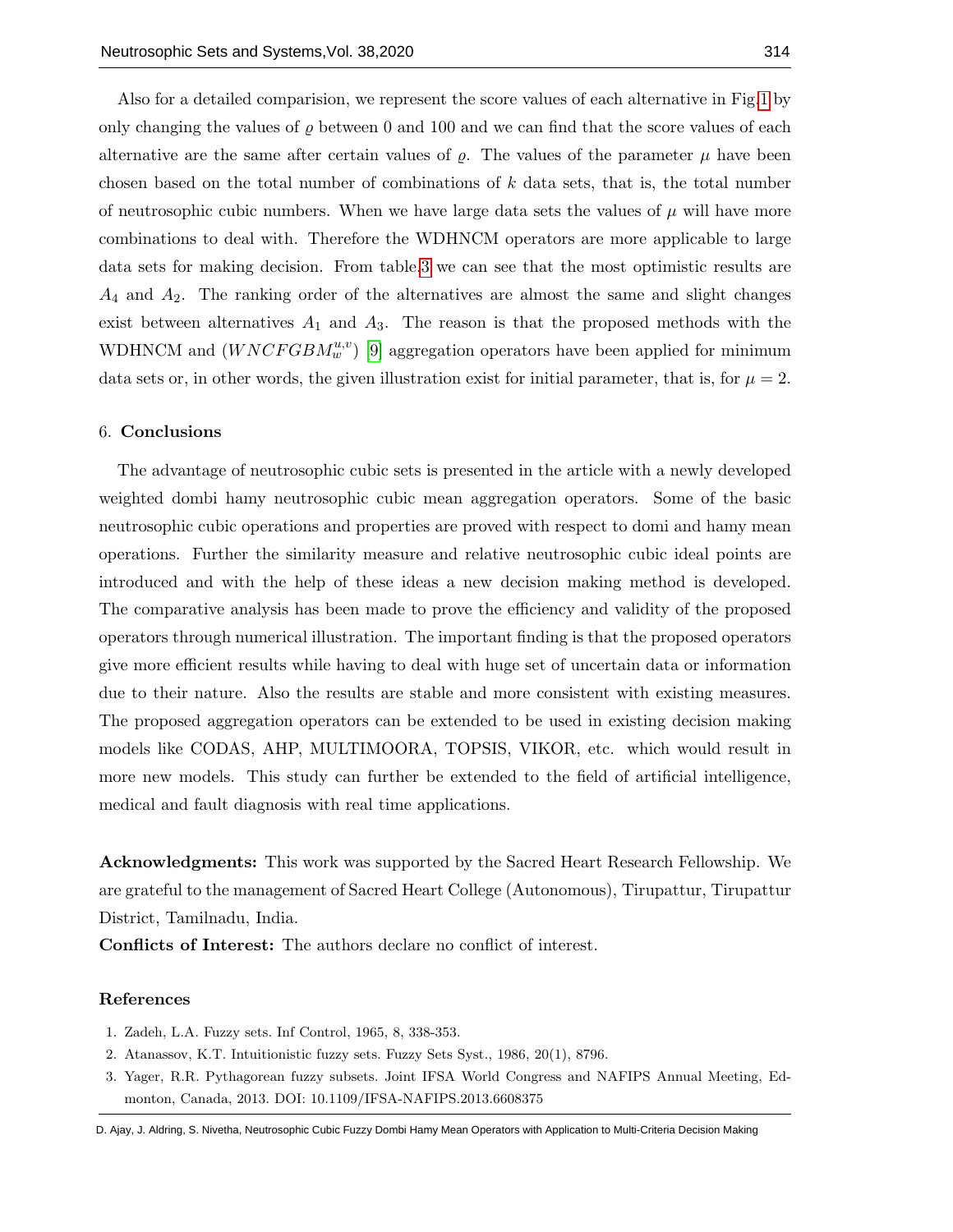Also for a detailed comparision, we represent the score values of each alternative in Fig.1 by only changing the values of $\varrho$ between 0 and 100 and we can find that the score values of each alternative are the same after certain values of $\varrho$. The values of the parameter $\mu$ have been chosen based on the total number of combinations of $k$ data sets, that is, the total number of neutrosophic cubic numbers. When we have large data sets the values of $\mu$ will have more combinations to deal with. Therefore the WDHNCM operators are more applicable to large data sets for making decision. From table.3 we can see that the most optimistic results are $A_4$ and $A_2$. The ranking order of the alternatives are almost the same and slight changes exist between alternatives $A_1$ and $A_3$. The reason is that the proposed methods with the WDHNCM and ($WNCFGBM_w^{u,v}$) [9] aggregation operators have been applied for minimum data sets or, in other words, the given illustration exist for initial parameter, that is, for $\mu = 2$.

## 6. Conclusions

The advantage of neutrosophic cubic sets is presented in the article with a newly developed weighted dombi hamy neutrosophic cubic mean aggregation operators. Some of the basic neutrosophic cubic operations and properties are proved with respect to domi and hamy mean operations. Further the similarity measure and relative neutrosophic cubic ideal points are introduced and with the help of these ideas a new decision making method is developed. The comparative analysis has been made to prove the efficiency and validity of the proposed operators through numerical illustration. The important finding is that the proposed operators give more efficient results while having to deal with huge set of uncertain data or information due to their nature. Also the results are stable and more consistent with existing measures. The proposed aggregation operators can be extended to be used in existing decision making models like CODAS, AHP, MULTIMOORA, TOPSIS, VIKOR, etc. which would result in more new models. This study can further be extended to the field of artificial intelligence, medical and fault diagnosis with real time applications.

**Acknowledgments:** This work was supported by the Sacred Heart Research Fellowship. We are grateful to the management of Sacred Heart College (Autonomous), Tirupattur, Tirupattur District, Tamilnadu, India.

**Conflicts of Interest:** The authors declare no conflict of interest.

## References

1. Zadeh, L.A. Fuzzy sets. Inf Control, 1965, 8, 338-353.
2. Atanassov, K.T. Intuitionistic fuzzy sets. Fuzzy Sets Syst., 1986, 20(1), 8796.
3. Yager, R.R. Pythagorean fuzzy subsets. Joint IFSA World Congress and NAFIPS Annual Meeting, Edmonton, Canada, 2013. DOI: 10.1109/IFSA-NAFIPS.2013.6608375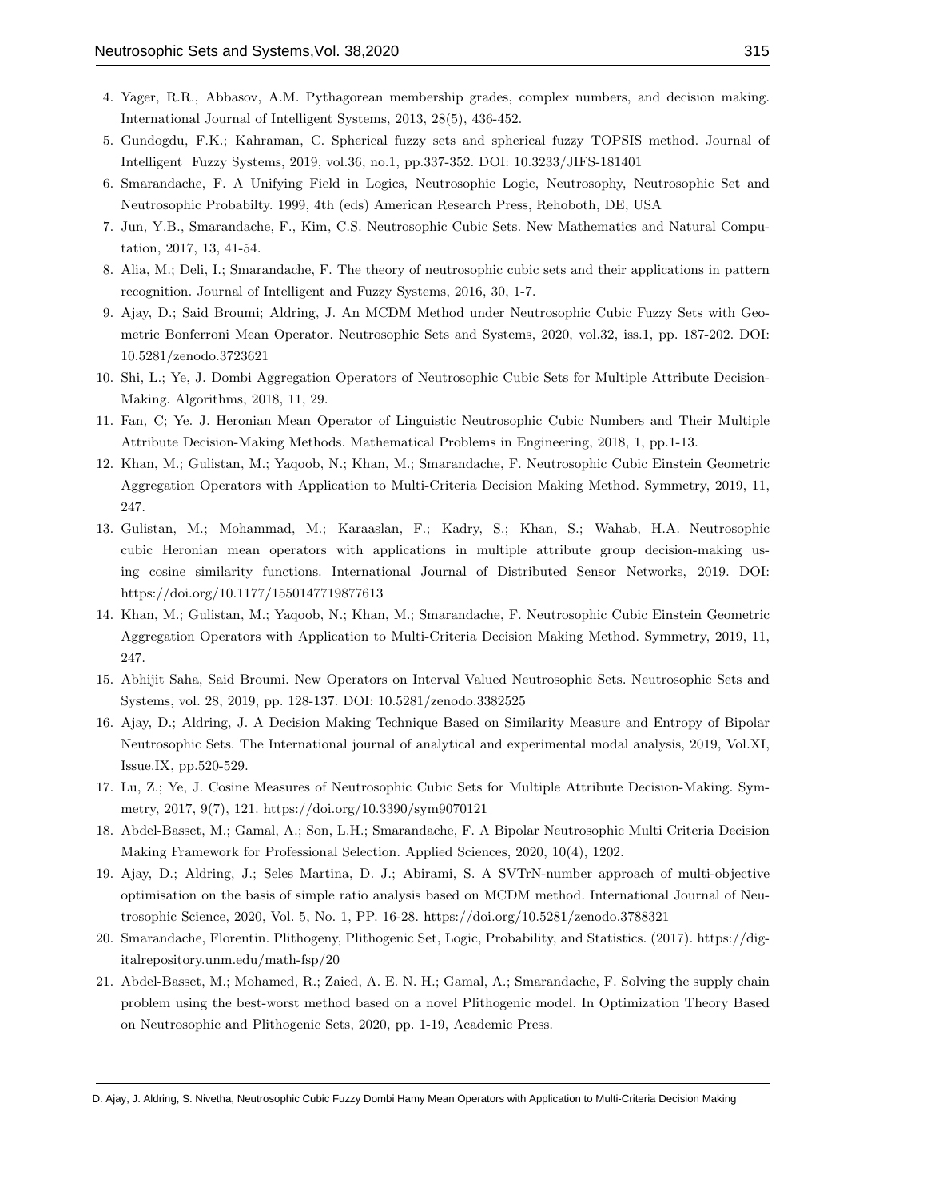4. Yager, R.R., Abbasov, A.M. Pythagorean membership grades, complex numbers, and decision making. International Journal of Intelligent Systems, 2013, 28(5), 436-452.
5. Gundogdu, F.K.; Kahraman, C. Spherical fuzzy sets and spherical fuzzy TOPSIS method. Journal of Intelligent Fuzzy Systems, 2019, vol.36, no.1, pp.337-352. DOI: 10.3233/JIFS-181401
6. Smarandache, F. A Unifying Field in Logics, Neutrosophic Logic, Neutrosophy, Neutrosophic Set and Neutrosophic Probabilty. 1999, 4th (eds) American Research Press, Rehoboth, DE, USA
7. Jun, Y.B., Smarandache, F., Kim, C.S. Neutrosophic Cubic Sets. New Mathematics and Natural Computation, 2017, 13, 41-54.
8. Alia, M.; Deli, I.; Smarandache, F. The theory of neutrosophic cubic sets and their applications in pattern recognition. Journal of Intelligent and Fuzzy Systems, 2016, 30, 1-7.
9. Ajay, D.; Said Broumi; Aldring, J. An MCDM Method under Neutrosophic Cubic Fuzzy Sets with Geometric Bonferroni Mean Operator. Neutrosophic Sets and Systems, 2020, vol.32, iss.1, pp. 187-202. DOI: 10.5281/zenodo.3723621
10. Shi, L.; Ye, J. Dombi Aggregation Operators of Neutrosophic Cubic Sets for Multiple Attribute Decision-Making. Algorithms, 2018, 11, 29.
11. Fan, C; Ye. J. Heronian Mean Operator of Linguistic Neutrosophic Cubic Numbers and Their Multiple Attribute Decision-Making Methods. Mathematical Problems in Engineering, 2018, 1, pp.1-13.
12. Khan, M.; Gulistan, M.; Yaqoob, N.; Khan, M.; Smarandache, F. Neutrosophic Cubic Einstein Geometric Aggregation Operators with Application to Multi-Criteria Decision Making Method. Symmetry, 2019, 11, 247.
13. Gulistan, M.; Mohammad, M.; Karaaslan, F.; Kadry, S.; Khan, S.; Wahab, H.A. Neutrosophic cubic Heronian mean operators with applications in multiple attribute group decision-making using cosine similarity functions. International Journal of Distributed Sensor Networks, 2019. DOI: https://doi.org/10.1177/1550147719877613
14. Khan, M.; Gulistan, M.; Yaqoob, N.; Khan, M.; Smarandache, F. Neutrosophic Cubic Einstein Geometric Aggregation Operators with Application to Multi-Criteria Decision Making Method. Symmetry, 2019, 11, 247.
15. Abhijit Saha, Said Broumi. New Operators on Interval Valued Neutrosophic Sets. Neutrosophic Sets and Systems, vol. 28, 2019, pp. 128-137. DOI: 10.5281/zenodo.3382525
16. Ajay, D.; Aldring, J. A Decision Making Technique Based on Similarity Measure and Entropy of Bipolar Neutrosophic Sets. The International journal of analytical and experimental modal analysis, 2019, Vol.XI, Issue.IX, pp.520-529.
17. Lu, Z.; Ye, J. Cosine Measures of Neutrosophic Cubic Sets for Multiple Attribute Decision-Making. Symmetry, 2017, 9(7), 121. https://doi.org/10.3390/sym9070121
18. Abdel-Basset, M.; Gamal, A.; Son, L.H.; Smarandache, F. A Bipolar Neutrosophic Multi Criteria Decision Making Framework for Professional Selection. Applied Sciences, 2020, 10(4), 1202.
19. Ajay, D.; Aldring, J.; Seles Martina, D. J.; Abirami, S. A SVTrN-number approach of multi-objective optimisation on the basis of simple ratio analysis based on MCDM method. International Journal of Neutrosophic Science, 2020, Vol. 5, No. 1, PP. 16-28. https://doi.org/10.5281/zenodo.3788321
20. Smarandache, Florentin. Plithogeny, Plithogenic Set, Logic, Probability, and Statistics. (2017). https://digitalrepository.unm.edu/math-fsp/20
21. Abdel-Basset, M.; Mohamed, R.; Zaied, A. E. N. H.; Gamal, A.; Smarandache, F. Solving the supply chain problem using the best-worst method based on a novel Plithogenic model. In Optimization Theory Based on Neutrosophic and Plithogenic Sets, 2020, pp. 1-19, Academic Press.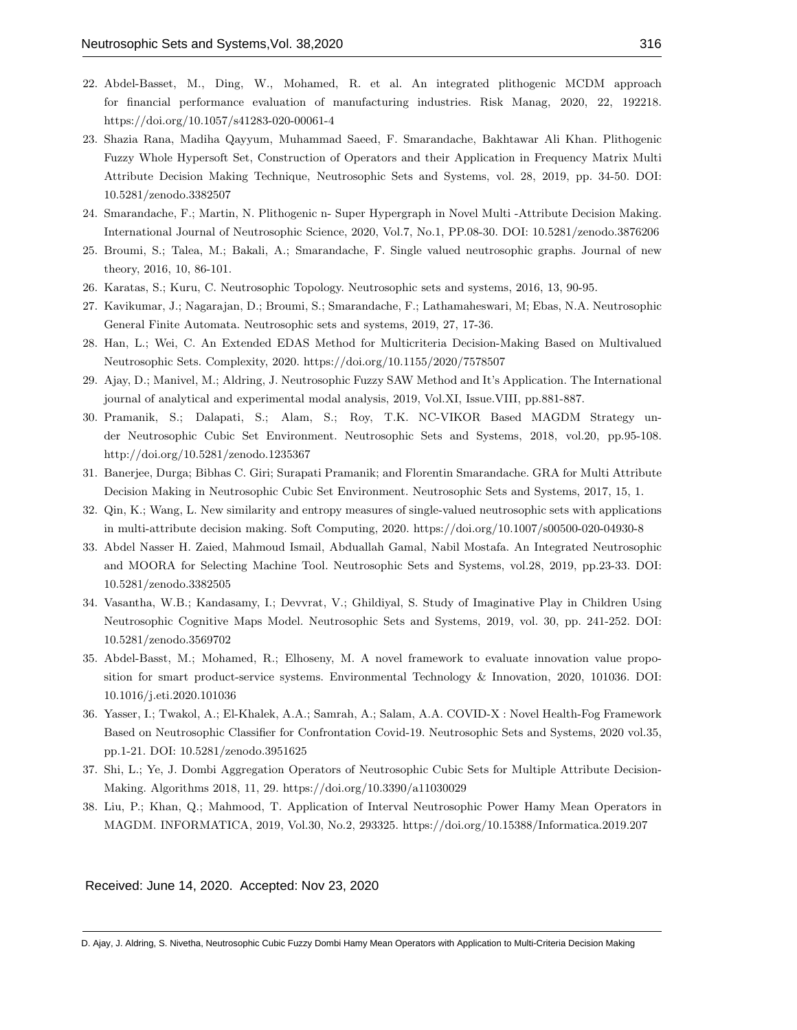22. Abdel-Basset, M., Ding, W., Mohamed, R. et al. An integrated plithogenic MCDM approach for financial performance evaluation of manufacturing industries. Risk Manag, 2020, 22, 192218. https://doi.org/10.1057/s41283-020-00061-4
23. Shazia Rana, Madiha Qayyum, Muhammad Saeed, F. Smarandache, Bakhtawar Ali Khan. Plithogenic Fuzzy Whole Hypersoft Set, Construction of Operators and their Application in Frequency Matrix Multi Attribute Decision Making Technique, Neutrosophic Sets and Systems, vol. 28, 2019, pp. 34-50. DOI: 10.5281/zenodo.3382507
24. Smarandache, F.; Martin, N. Plithogenic n- Super Hypergraph in Novel Multi -Attribute Decision Making. International Journal of Neutrosophic Science, 2020, Vol.7, No.1, PP.08-30. DOI: 10.5281/zenodo.3876206
25. Broumi, S.; Talea, M.; Bakali, A.; Smarandache, F. Single valued neutrosophic graphs. Journal of new theory, 2016, 10, 86-101.
26. Karatas, S.; Kuru, C. Neutrosophic Topology. Neutrosophic sets and systems, 2016, 13, 90-95.
27. Kavikumar, J.; Nagarajan, D.; Broumi, S.; Smarandache, F.; Lathamaheswari, M; Ebas, N.A. Neutrosophic General Finite Automata. Neutrosophic sets and systems, 2019, 27, 17-36.
28. Han, L.; Wei, C. An Extended EDAS Method for Multicriteria Decision-Making Based on Multivalued Neutrosophic Sets. Complexity, 2020. https://doi.org/10.1155/2020/7578507
29. Ajay, D.; Manivel, M.; Aldring, J. Neutrosophic Fuzzy SAW Method and It's Application. The International journal of analytical and experimental modal analysis, 2019, Vol.XI, Issue.VIII, pp.881-887.
30. Pramanik, S.; Dalapati, S.; Alam, S.; Roy, T.K. NC-VIKOR Based MAGDM Strategy under Neutrosophic Cubic Set Environment. Neutrosophic Sets and Systems, 2018, vol.20, pp.95-108. http://doi.org/10.5281/zenodo.1235367
31. Banerjee, Durga; Bibhas C. Giri; Surapati Pramanik; and Florentin Smarandache. GRA for Multi Attribute Decision Making in Neutrosophic Cubic Set Environment. Neutrosophic Sets and Systems, 2017, 15, 1.
32. Qin, K.; Wang, L. New similarity and entropy measures of single-valued neutrosophic sets with applications in multi-attribute decision making. Soft Computing, 2020. https://doi.org/10.1007/s00500-020-04930-8
33. Abdel Nasser H. Zaied, Mahmoud Ismail, Abduallah Gamal, Nabil Mostafa. An Integrated Neutrosophic and MOORA for Selecting Machine Tool. Neutrosophic Sets and Systems, vol.28, 2019, pp.23-33. DOI: 10.5281/zenodo.3382505
34. Vasantha, W.B.; Kandasamy, I.; Devvrat, V.; Ghildiyal, S. Study of Imaginative Play in Children Using Neutrosophic Cognitive Maps Model. Neutrosophic Sets and Systems, 2019, vol. 30, pp. 241-252. DOI: 10.5281/zenodo.3569702
35. Abdel-Basst, M.; Mohamed, R.; Elhoseny, M. A novel framework to evaluate innovation value proposition for smart product-service systems. Environmental Technology & Innovation, 2020, 101036. DOI: 10.1016/j.eti.2020.101036
36. Yasser, I.; Twakol, A.; El-Khalek, A.A.; Samrah, A.; Salam, A.A. COVID-X : Novel Health-Fog Framework Based on Neutrosophic Classifier for Confrontation Covid-19. Neutrosophic Sets and Systems, 2020 vol.35, pp.1-21. DOI: 10.5281/zenodo.3951625
37. Shi, L.; Ye, J. Dombi Aggregation Operators of Neutrosophic Cubic Sets for Multiple Attribute Decision-Making. Algorithms 2018, 11, 29. https://doi.org/10.3390/a11030029
38. Liu, P.; Khan, Q.; Mahmood, T. Application of Interval Neutrosophic Power Hamy Mean Operators in MAGDM. INFORMATICA, 2019, Vol.30, No.2, 293325. https://doi.org/10.15388/Informatica.2019.207

Received: June 14, 2020. Accepted: Nov 23, 2020